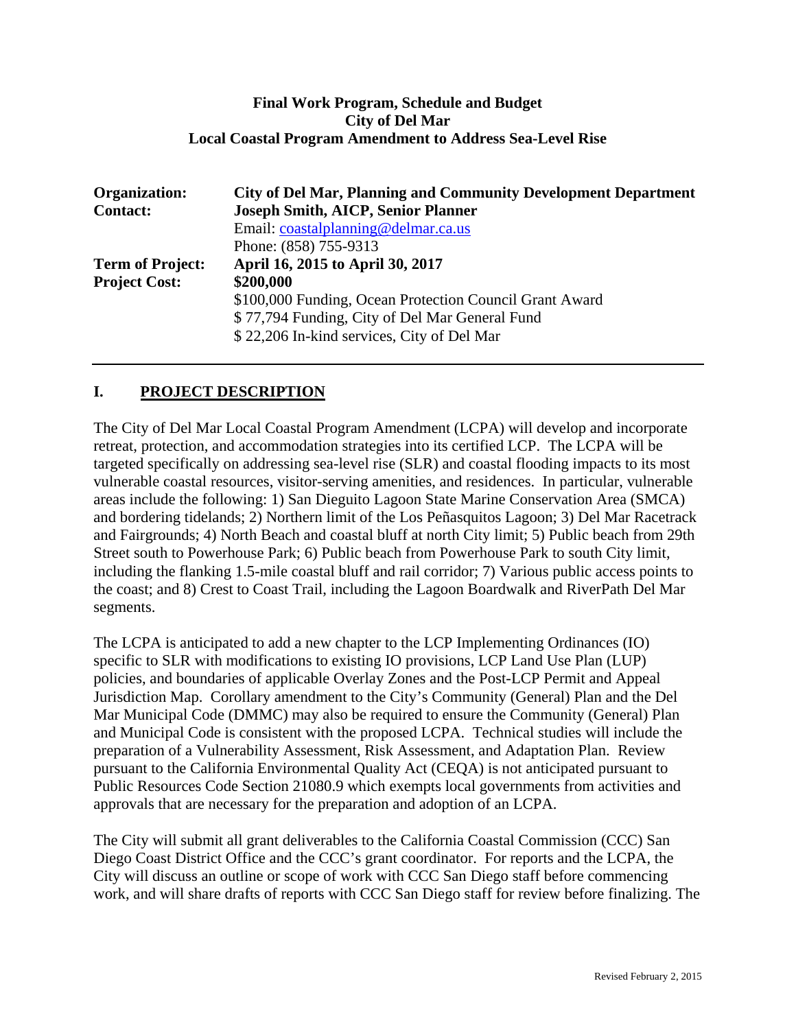**Final Work Program, Schedule and Budget**
**City of Del Mar**
**Local Coastal Program Amendment to Address Sea-Level Rise**

| | |
|---|---|
| **Organization:** | **City of Del Mar, Planning and Community Development Department** |
| **Contact:** | **Joseph Smith, AICP, Senior Planner** |
| | Email: coastalplanning@delmar.ca.us |
| | Phone: (858) 755-9313 |
| **Term of Project:** | **April 16, 2015 to April 30, 2017** |
| **Project Cost:** | **$200,000** |
| | $100,000 Funding, Ocean Protection Council Grant Award |
| | $ 77,794 Funding, City of Del Mar General Fund |
| | $ 22,206 In-kind services, City of Del Mar |

## I. PROJECT DESCRIPTION

The City of Del Mar Local Coastal Program Amendment (LCPA) will develop and incorporate retreat, protection, and accommodation strategies into its certified LCP. The LCPA will be targeted specifically on addressing sea-level rise (SLR) and coastal flooding impacts to its most vulnerable coastal resources, visitor-serving amenities, and residences. In particular, vulnerable areas include the following: 1) San Dieguito Lagoon State Marine Conservation Area (SMCA) and bordering tidelands; 2) Northern limit of the Los Peñasquitos Lagoon; 3) Del Mar Racetrack and Fairgrounds; 4) North Beach and coastal bluff at north City limit; 5) Public beach from 29th Street south to Powerhouse Park; 6) Public beach from Powerhouse Park to south City limit, including the flanking 1.5-mile coastal bluff and rail corridor; 7) Various public access points to the coast; and 8) Crest to Coast Trail, including the Lagoon Boardwalk and RiverPath Del Mar segments.

The LCPA is anticipated to add a new chapter to the LCP Implementing Ordinances (IO) specific to SLR with modifications to existing IO provisions, LCP Land Use Plan (LUP) policies, and boundaries of applicable Overlay Zones and the Post-LCP Permit and Appeal Jurisdiction Map. Corollary amendment to the City's Community (General) Plan and the Del Mar Municipal Code (DMMC) may also be required to ensure the Community (General) Plan and Municipal Code is consistent with the proposed LCPA. Technical studies will include the preparation of a Vulnerability Assessment, Risk Assessment, and Adaptation Plan. Review pursuant to the California Environmental Quality Act (CEQA) is not anticipated pursuant to Public Resources Code Section 21080.9 which exempts local governments from activities and approvals that are necessary for the preparation and adoption of an LCPA.

The City will submit all grant deliverables to the California Coastal Commission (CCC) San Diego Coast District Office and the CCC's grant coordinator. For reports and the LCPA, the City will discuss an outline or scope of work with CCC San Diego staff before commencing work, and will share drafts of reports with CCC San Diego staff for review before finalizing. The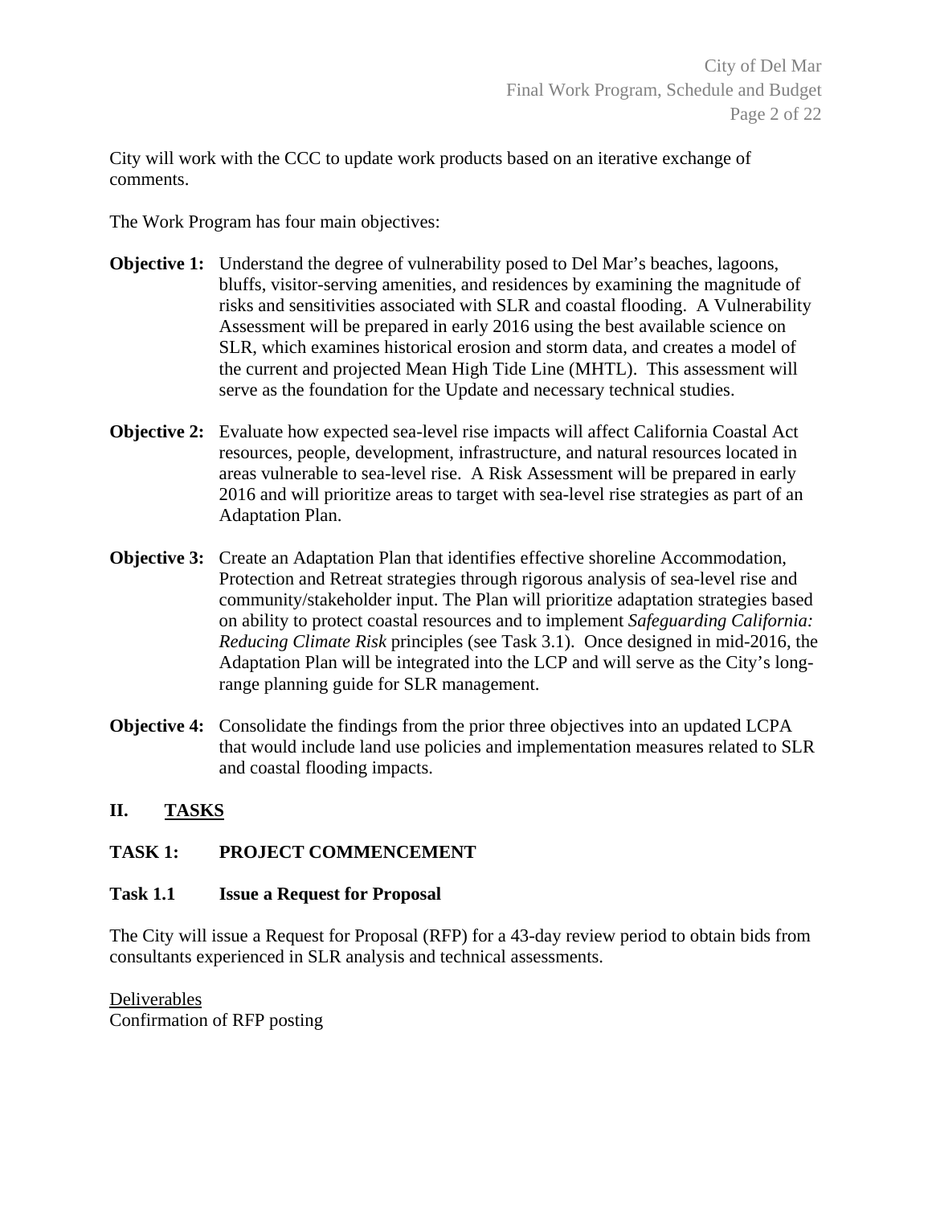City will work with the CCC to update work products based on an iterative exchange of comments.

The Work Program has four main objectives:

**Objective 1:** Understand the degree of vulnerability posed to Del Mar's beaches, lagoons, bluffs, visitor-serving amenities, and residences by examining the magnitude of risks and sensitivities associated with SLR and coastal flooding. A Vulnerability Assessment will be prepared in early 2016 using the best available science on SLR, which examines historical erosion and storm data, and creates a model of the current and projected Mean High Tide Line (MHTL). This assessment will serve as the foundation for the Update and necessary technical studies.

**Objective 2:** Evaluate how expected sea-level rise impacts will affect California Coastal Act resources, people, development, infrastructure, and natural resources located in areas vulnerable to sea-level rise. A Risk Assessment will be prepared in early 2016 and will prioritize areas to target with sea-level rise strategies as part of an Adaptation Plan.

**Objective 3:** Create an Adaptation Plan that identifies effective shoreline Accommodation, Protection and Retreat strategies through rigorous analysis of sea-level rise and community/stakeholder input. The Plan will prioritize adaptation strategies based on ability to protect coastal resources and to implement *Safeguarding California: Reducing Climate Risk* principles (see Task 3.1). Once designed in mid-2016, the Adaptation Plan will be integrated into the LCP and will serve as the City's long-range planning guide for SLR management.

**Objective 4:** Consolidate the findings from the prior three objectives into an updated LCPA that would include land use policies and implementation measures related to SLR and coastal flooding impacts.

## II. TASKS

### TASK 1: PROJECT COMMENCEMENT

#### Task 1.1 Issue a Request for Proposal

The City will issue a Request for Proposal (RFP) for a 43-day review period to obtain bids from consultants experienced in SLR analysis and technical assessments.

Deliverables

Confirmation of RFP posting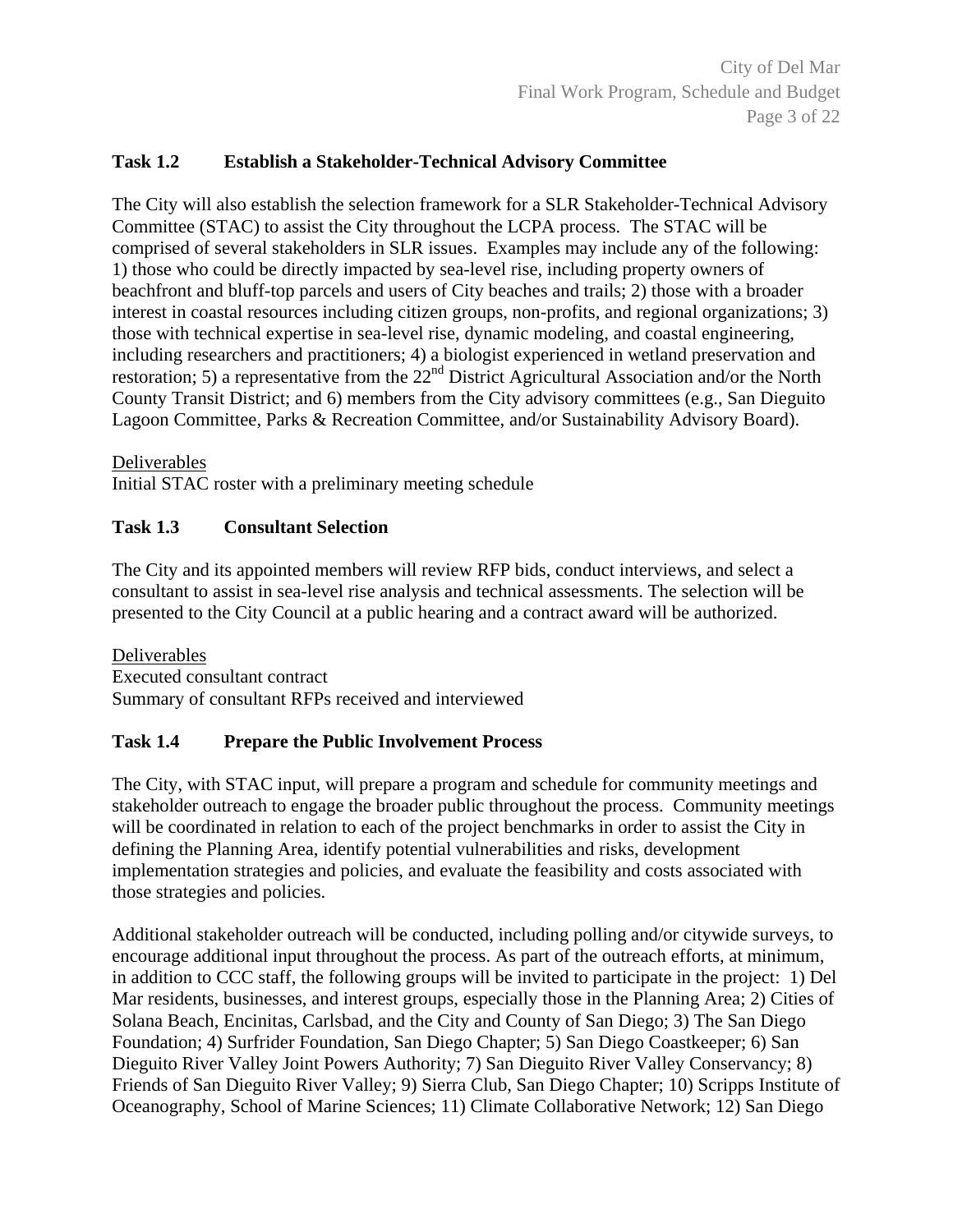### Task 1.2 Establish a Stakeholder-Technical Advisory Committee

The City will also establish the selection framework for a SLR Stakeholder-Technical Advisory Committee (STAC) to assist the City throughout the LCPA process. The STAC will be comprised of several stakeholders in SLR issues. Examples may include any of the following: 1) those who could be directly impacted by sea-level rise, including property owners of beachfront and bluff-top parcels and users of City beaches and trails; 2) those with a broader interest in coastal resources including citizen groups, non-profits, and regional organizations; 3) those with technical expertise in sea-level rise, dynamic modeling, and coastal engineering, including researchers and practitioners; 4) a biologist experienced in wetland preservation and restoration; 5) a representative from the 22nd District Agricultural Association and/or the North County Transit District; and 6) members from the City advisory committees (e.g., San Dieguito Lagoon Committee, Parks & Recreation Committee, and/or Sustainability Advisory Board).

Deliverables
Initial STAC roster with a preliminary meeting schedule

### Task 1.3 Consultant Selection

The City and its appointed members will review RFP bids, conduct interviews, and select a consultant to assist in sea-level rise analysis and technical assessments. The selection will be presented to the City Council at a public hearing and a contract award will be authorized.

Deliverables
Executed consultant contract
Summary of consultant RFPs received and interviewed

### Task 1.4 Prepare the Public Involvement Process

The City, with STAC input, will prepare a program and schedule for community meetings and stakeholder outreach to engage the broader public throughout the process. Community meetings will be coordinated in relation to each of the project benchmarks in order to assist the City in defining the Planning Area, identify potential vulnerabilities and risks, development implementation strategies and policies, and evaluate the feasibility and costs associated with those strategies and policies.

Additional stakeholder outreach will be conducted, including polling and/or citywide surveys, to encourage additional input throughout the process. As part of the outreach efforts, at minimum, in addition to CCC staff, the following groups will be invited to participate in the project: 1) Del Mar residents, businesses, and interest groups, especially those in the Planning Area; 2) Cities of Solana Beach, Encinitas, Carlsbad, and the City and County of San Diego; 3) The San Diego Foundation; 4) Surfrider Foundation, San Diego Chapter; 5) San Diego Coastkeeper; 6) San Dieguito River Valley Joint Powers Authority; 7) San Dieguito River Valley Conservancy; 8) Friends of San Dieguito River Valley; 9) Sierra Club, San Diego Chapter; 10) Scripps Institute of Oceanography, School of Marine Sciences; 11) Climate Collaborative Network; 12) San Diego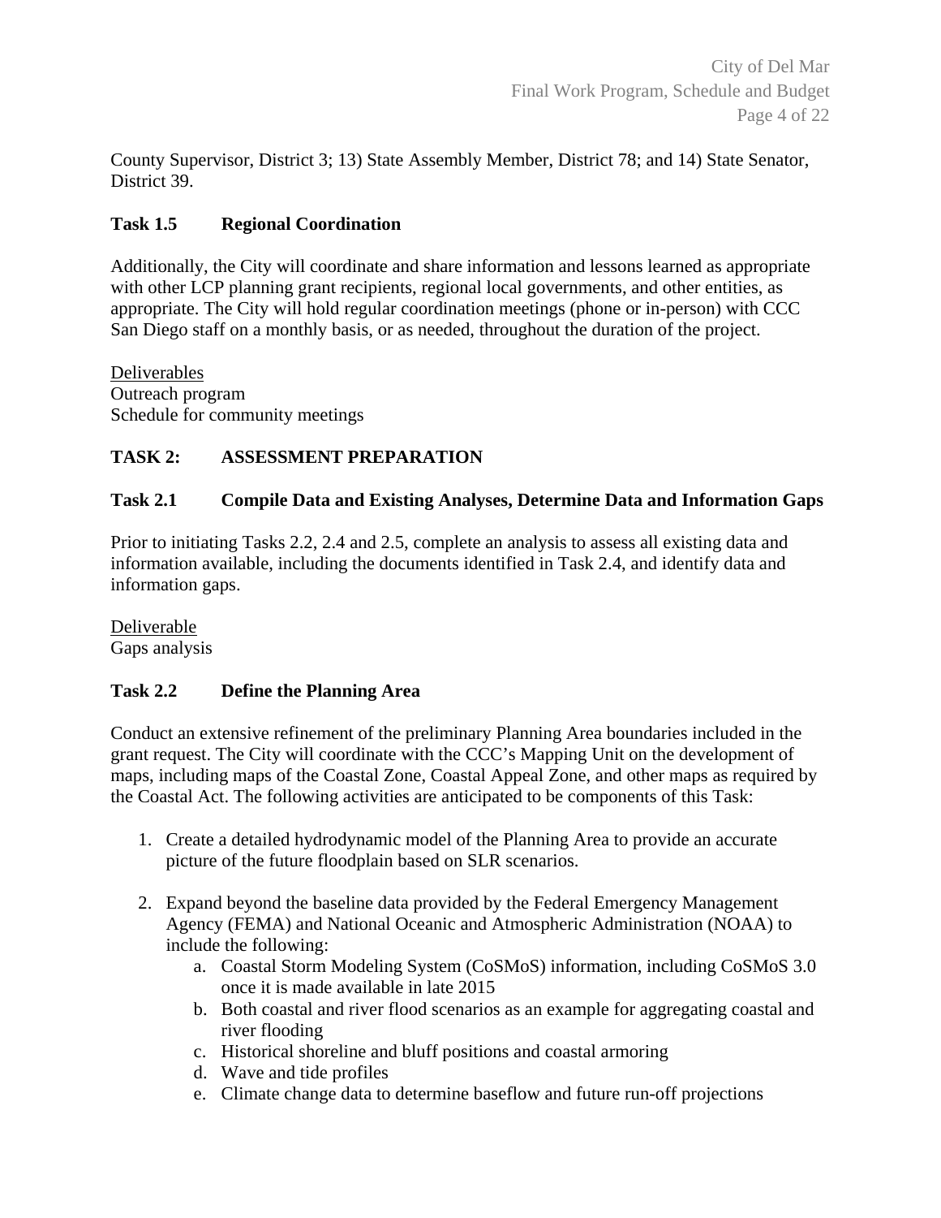County Supervisor, District 3; 13) State Assembly Member, District 78; and 14) State Senator, District 39.

### Task 1.5 Regional Coordination

Additionally, the City will coordinate and share information and lessons learned as appropriate with other LCP planning grant recipients, regional local governments, and other entities, as appropriate. The City will hold regular coordination meetings (phone or in-person) with CCC San Diego staff on a monthly basis, or as needed, throughout the duration of the project.

<u>Deliverables</u>
Outreach program
Schedule for community meetings

## TASK 2: ASSESSMENT PREPARATION

### Task 2.1 Compile Data and Existing Analyses, Determine Data and Information Gaps

Prior to initiating Tasks 2.2, 2.4 and 2.5, complete an analysis to assess all existing data and information available, including the documents identified in Task 2.4, and identify data and information gaps.

<u>Deliverable</u>
Gaps analysis

### Task 2.2 Define the Planning Area

Conduct an extensive refinement of the preliminary Planning Area boundaries included in the grant request. The City will coordinate with the CCC's Mapping Unit on the development of maps, including maps of the Coastal Zone, Coastal Appeal Zone, and other maps as required by the Coastal Act. The following activities are anticipated to be components of this Task:

1. Create a detailed hydrodynamic model of the Planning Area to provide an accurate picture of the future floodplain based on SLR scenarios.

2. Expand beyond the baseline data provided by the Federal Emergency Management Agency (FEMA) and National Oceanic and Atmospheric Administration (NOAA) to include the following:
   a. Coastal Storm Modeling System (CoSMoS) information, including CoSMoS 3.0 once it is made available in late 2015
   b. Both coastal and river flood scenarios as an example for aggregating coastal and river flooding
   c. Historical shoreline and bluff positions and coastal armoring
   d. Wave and tide profiles
   e. Climate change data to determine baseflow and future run-off projections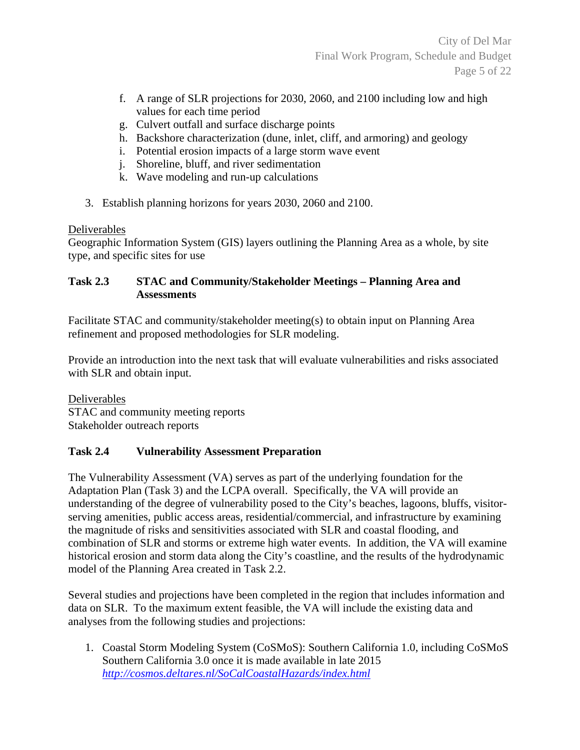f. A range of SLR projections for 2030, 2060, and 2100 including low and high values for each time period
g. Culvert outfall and surface discharge points
h. Backshore characterization (dune, inlet, cliff, and armoring) and geology
i. Potential erosion impacts of a large storm wave event
j. Shoreline, bluff, and river sedimentation
k. Wave modeling and run-up calculations

3. Establish planning horizons for years 2030, 2060 and 2100.

Deliverables
Geographic Information System (GIS) layers outlining the Planning Area as a whole, by site type, and specific sites for use

### Task 2.3 STAC and Community/Stakeholder Meetings – Planning Area and Assessments

Facilitate STAC and community/stakeholder meeting(s) to obtain input on Planning Area refinement and proposed methodologies for SLR modeling.

Provide an introduction into the next task that will evaluate vulnerabilities and risks associated with SLR and obtain input.

Deliverables
STAC and community meeting reports
Stakeholder outreach reports

### Task 2.4 Vulnerability Assessment Preparation

The Vulnerability Assessment (VA) serves as part of the underlying foundation for the Adaptation Plan (Task 3) and the LCPA overall. Specifically, the VA will provide an understanding of the degree of vulnerability posed to the City's beaches, lagoons, bluffs, visitor-serving amenities, public access areas, residential/commercial, and infrastructure by examining the magnitude of risks and sensitivities associated with SLR and coastal flooding, and combination of SLR and storms or extreme high water events. In addition, the VA will examine historical erosion and storm data along the City's coastline, and the results of the hydrodynamic model of the Planning Area created in Task 2.2.

Several studies and projections have been completed in the region that includes information and data on SLR. To the maximum extent feasible, the VA will include the existing data and analyses from the following studies and projections:

1. Coastal Storm Modeling System (CoSMoS): Southern California 1.0, including CoSMoS Southern California 3.0 once it is made available in late 2015
   *http://cosmos.deltares.nl/SoCalCoastalHazards/index.html*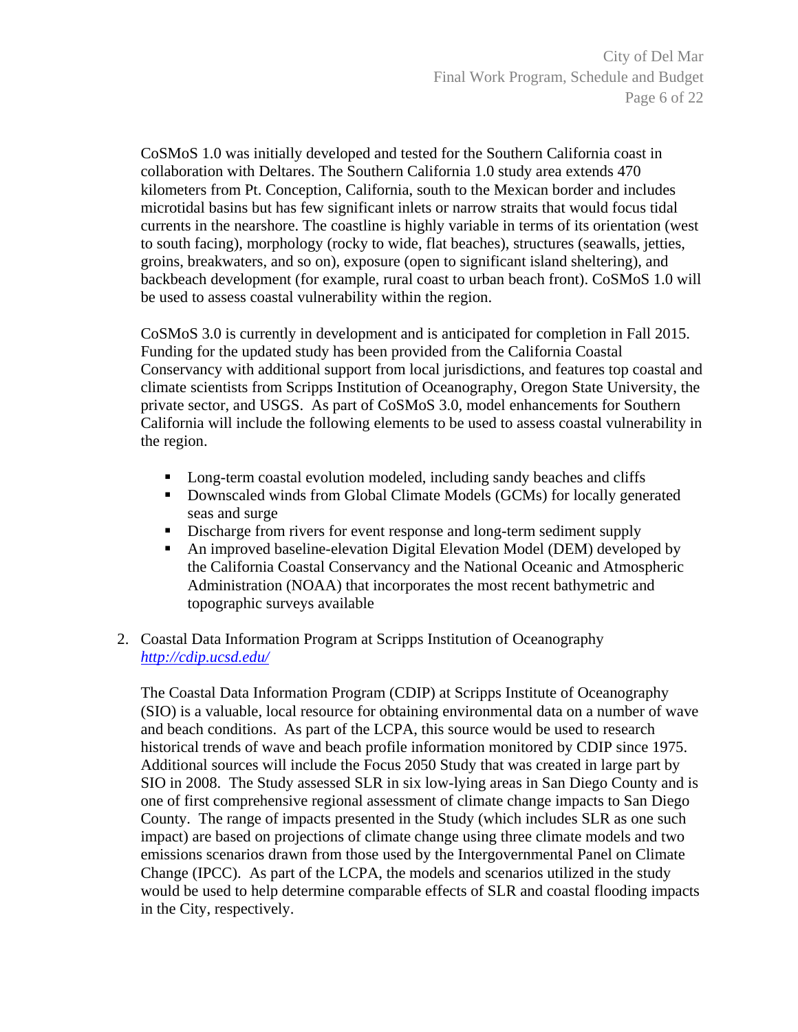CoSMoS 1.0 was initially developed and tested for the Southern California coast in collaboration with Deltares. The Southern California 1.0 study area extends 470 kilometers from Pt. Conception, California, south to the Mexican border and includes microtidal basins but has few significant inlets or narrow straits that would focus tidal currents in the nearshore. The coastline is highly variable in terms of its orientation (west to south facing), morphology (rocky to wide, flat beaches), structures (seawalls, jetties, groins, breakwaters, and so on), exposure (open to significant island sheltering), and backbeach development (for example, rural coast to urban beach front). CoSMoS 1.0 will be used to assess coastal vulnerability within the region.

CoSMoS 3.0 is currently in development and is anticipated for completion in Fall 2015. Funding for the updated study has been provided from the California Coastal Conservancy with additional support from local jurisdictions, and features top coastal and climate scientists from Scripps Institution of Oceanography, Oregon State University, the private sector, and USGS. As part of CoSMoS 3.0, model enhancements for Southern California will include the following elements to be used to assess coastal vulnerability in the region.

- Long-term coastal evolution modeled, including sandy beaches and cliffs
- Downscaled winds from Global Climate Models (GCMs) for locally generated seas and surge
- Discharge from rivers for event response and long-term sediment supply
- An improved baseline-elevation Digital Elevation Model (DEM) developed by the California Coastal Conservancy and the National Oceanic and Atmospheric Administration (NOAA) that incorporates the most recent bathymetric and topographic surveys available

2. Coastal Data Information Program at Scripps Institution of Oceanography
   *http://cdip.ucsd.edu/*

   The Coastal Data Information Program (CDIP) at Scripps Institute of Oceanography (SIO) is a valuable, local resource for obtaining environmental data on a number of wave and beach conditions. As part of the LCPA, this source would be used to research historical trends of wave and beach profile information monitored by CDIP since 1975. Additional sources will include the Focus 2050 Study that was created in large part by SIO in 2008. The Study assessed SLR in six low-lying areas in San Diego County and is one of first comprehensive regional assessment of climate change impacts to San Diego County. The range of impacts presented in the Study (which includes SLR as one such impact) are based on projections of climate change using three climate models and two emissions scenarios drawn from those used by the Intergovernmental Panel on Climate Change (IPCC). As part of the LCPA, the models and scenarios utilized in the study would be used to help determine comparable effects of SLR and coastal flooding impacts in the City, respectively.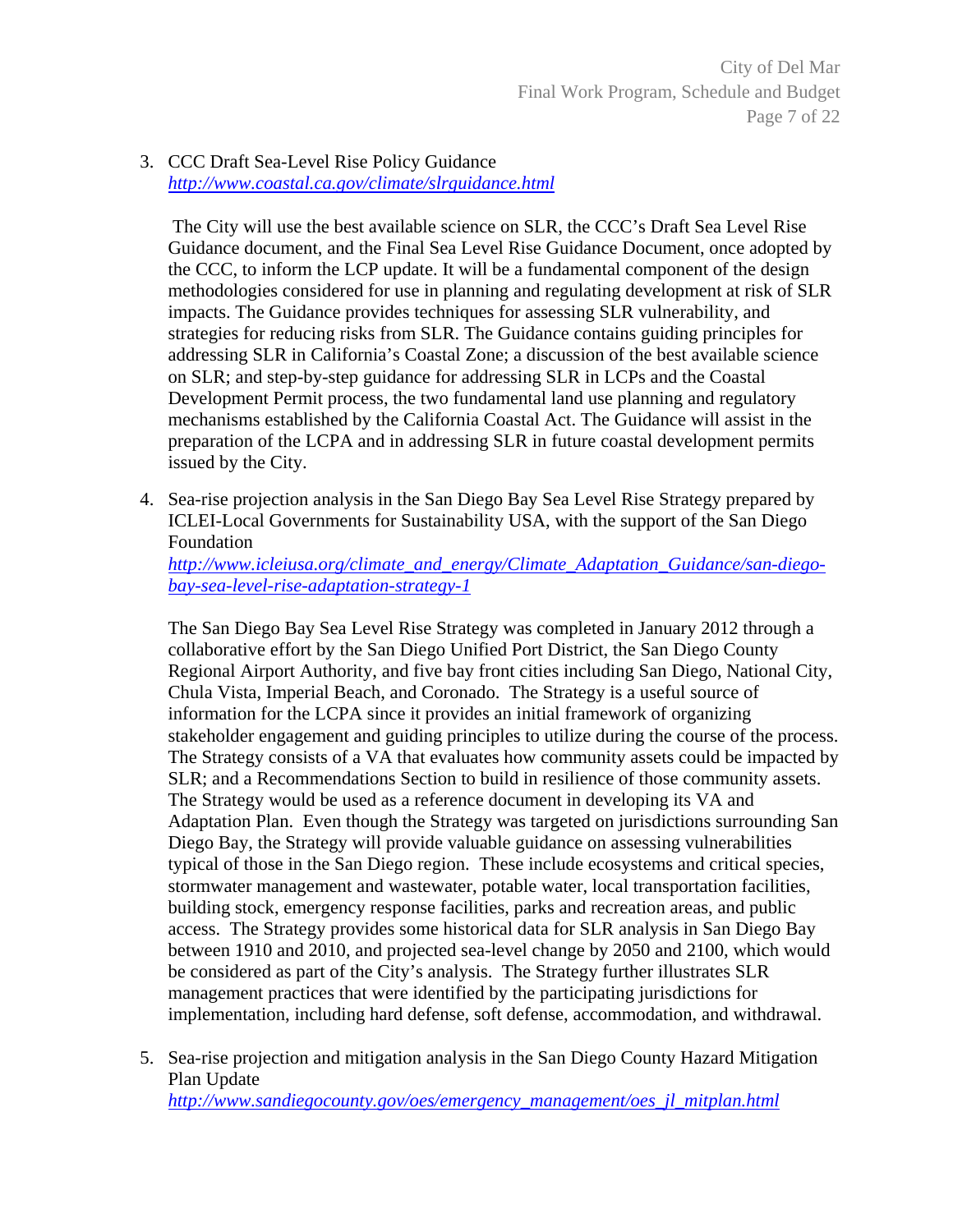3. CCC Draft Sea-Level Rise Policy Guidance
   *http://www.coastal.ca.gov/climate/slrguidance.html*

   The City will use the best available science on SLR, the CCC's Draft Sea Level Rise Guidance document, and the Final Sea Level Rise Guidance Document, once adopted by the CCC, to inform the LCP update. It will be a fundamental component of the design methodologies considered for use in planning and regulating development at risk of SLR impacts. The Guidance provides techniques for assessing SLR vulnerability, and strategies for reducing risks from SLR. The Guidance contains guiding principles for addressing SLR in California's Coastal Zone; a discussion of the best available science on SLR; and step-by-step guidance for addressing SLR in LCPs and the Coastal Development Permit process, the two fundamental land use planning and regulatory mechanisms established by the California Coastal Act. The Guidance will assist in the preparation of the LCPA and in addressing SLR in future coastal development permits issued by the City.

4. Sea-rise projection analysis in the San Diego Bay Sea Level Rise Strategy prepared by ICLEI-Local Governments for Sustainability USA, with the support of the San Diego Foundation
   *http://www.icleiusa.org/climate_and_energy/Climate_Adaptation_Guidance/san-diego-bay-sea-level-rise-adaptation-strategy-1*

   The San Diego Bay Sea Level Rise Strategy was completed in January 2012 through a collaborative effort by the San Diego Unified Port District, the San Diego County Regional Airport Authority, and five bay front cities including San Diego, National City, Chula Vista, Imperial Beach, and Coronado. The Strategy is a useful source of information for the LCPA since it provides an initial framework of organizing stakeholder engagement and guiding principles to utilize during the course of the process. The Strategy consists of a VA that evaluates how community assets could be impacted by SLR; and a Recommendations Section to build in resilience of those community assets. The Strategy would be used as a reference document in developing its VA and Adaptation Plan. Even though the Strategy was targeted on jurisdictions surrounding San Diego Bay, the Strategy will provide valuable guidance on assessing vulnerabilities typical of those in the San Diego region. These include ecosystems and critical species, stormwater management and wastewater, potable water, local transportation facilities, building stock, emergency response facilities, parks and recreation areas, and public access. The Strategy provides some historical data for SLR analysis in San Diego Bay between 1910 and 2010, and projected sea-level change by 2050 and 2100, which would be considered as part of the City's analysis. The Strategy further illustrates SLR management practices that were identified by the participating jurisdictions for implementation, including hard defense, soft defense, accommodation, and withdrawal.

5. Sea-rise projection and mitigation analysis in the San Diego County Hazard Mitigation Plan Update
   *http://www.sandiegocounty.gov/oes/emergency_management/oes_jl_mitplan.html*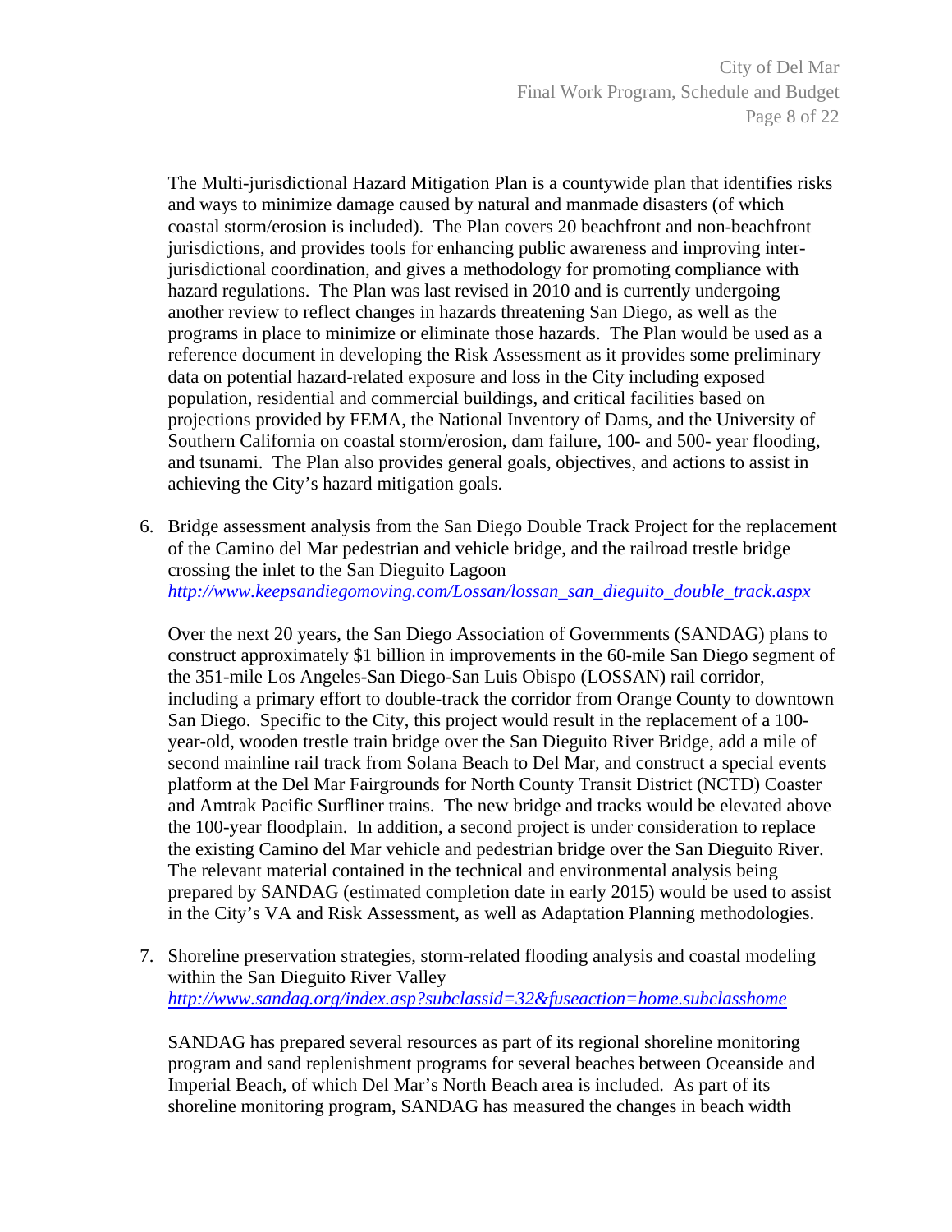The Multi-jurisdictional Hazard Mitigation Plan is a countywide plan that identifies risks and ways to minimize damage caused by natural and manmade disasters (of which coastal storm/erosion is included). The Plan covers 20 beachfront and non-beachfront jurisdictions, and provides tools for enhancing public awareness and improving inter-jurisdictional coordination, and gives a methodology for promoting compliance with hazard regulations. The Plan was last revised in 2010 and is currently undergoing another review to reflect changes in hazards threatening San Diego, as well as the programs in place to minimize or eliminate those hazards. The Plan would be used as a reference document in developing the Risk Assessment as it provides some preliminary data on potential hazard-related exposure and loss in the City including exposed population, residential and commercial buildings, and critical facilities based on projections provided by FEMA, the National Inventory of Dams, and the University of Southern California on coastal storm/erosion, dam failure, 100- and 500- year flooding, and tsunami. The Plan also provides general goals, objectives, and actions to assist in achieving the City's hazard mitigation goals.

6. Bridge assessment analysis from the San Diego Double Track Project for the replacement of the Camino del Mar pedestrian and vehicle bridge, and the railroad trestle bridge crossing the inlet to the San Dieguito Lagoon
   *http://www.keepsandiegomoving.com/Lossan/lossan_san_dieguito_double_track.aspx*

   Over the next 20 years, the San Diego Association of Governments (SANDAG) plans to construct approximately $1 billion in improvements in the 60-mile San Diego segment of the 351-mile Los Angeles-San Diego-San Luis Obispo (LOSSAN) rail corridor, including a primary effort to double-track the corridor from Orange County to downtown San Diego. Specific to the City, this project would result in the replacement of a 100-year-old, wooden trestle train bridge over the San Dieguito River Bridge, add a mile of second mainline rail track from Solana Beach to Del Mar, and construct a special events platform at the Del Mar Fairgrounds for North County Transit District (NCTD) Coaster and Amtrak Pacific Surfliner trains. The new bridge and tracks would be elevated above the 100-year floodplain. In addition, a second project is under consideration to replace the existing Camino del Mar vehicle and pedestrian bridge over the San Dieguito River. The relevant material contained in the technical and environmental analysis being prepared by SANDAG (estimated completion date in early 2015) would be used to assist in the City's VA and Risk Assessment, as well as Adaptation Planning methodologies.

7. Shoreline preservation strategies, storm-related flooding analysis and coastal modeling within the San Dieguito River Valley
   *http://www.sandag.org/index.asp?subclassid=32&fuseaction=home.subclasshome*

   SANDAG has prepared several resources as part of its regional shoreline monitoring program and sand replenishment programs for several beaches between Oceanside and Imperial Beach, of which Del Mar's North Beach area is included. As part of its shoreline monitoring program, SANDAG has measured the changes in beach width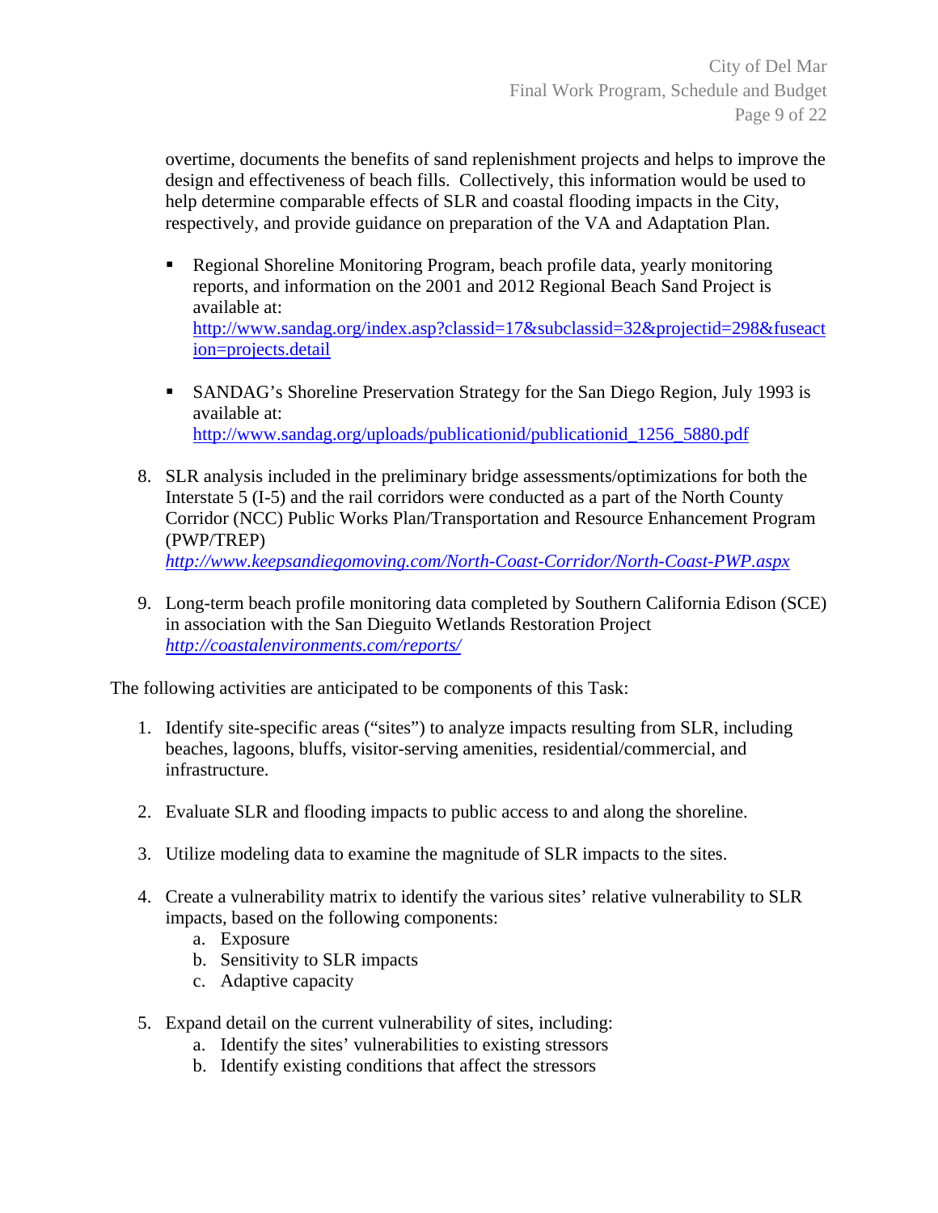overtime, documents the benefits of sand replenishment projects and helps to improve the design and effectiveness of beach fills. Collectively, this information would be used to help determine comparable effects of SLR and coastal flooding impacts in the City, respectively, and provide guidance on preparation of the VA and Adaptation Plan.

- Regional Shoreline Monitoring Program, beach profile data, yearly monitoring reports, and information on the 2001 and 2012 Regional Beach Sand Project is available at: http://www.sandag.org/index.asp?classid=17&subclassid=32&projectid=298&fuseaction=projects.detail

- SANDAG's Shoreline Preservation Strategy for the San Diego Region, July 1993 is available at: http://www.sandag.org/uploads/publicationid/publicationid_1256_5880.pdf

8. SLR analysis included in the preliminary bridge assessments/optimizations for both the Interstate 5 (I-5) and the rail corridors were conducted as a part of the North County Corridor (NCC) Public Works Plan/Transportation and Resource Enhancement Program (PWP/TREP) *http://www.keepsandiegomoving.com/North-Coast-Corridor/North-Coast-PWP.aspx*

9. Long-term beach profile monitoring data completed by Southern California Edison (SCE) in association with the San Dieguito Wetlands Restoration Project *http://coastalenvironments.com/reports/*

The following activities are anticipated to be components of this Task:

1. Identify site-specific areas ("sites") to analyze impacts resulting from SLR, including beaches, lagoons, bluffs, visitor-serving amenities, residential/commercial, and infrastructure.

2. Evaluate SLR and flooding impacts to public access to and along the shoreline.

3. Utilize modeling data to examine the magnitude of SLR impacts to the sites.

4. Create a vulnerability matrix to identify the various sites' relative vulnerability to SLR impacts, based on the following components:
   a. Exposure
   b. Sensitivity to SLR impacts
   c. Adaptive capacity

5. Expand detail on the current vulnerability of sites, including:
   a. Identify the sites' vulnerabilities to existing stressors
   b. Identify existing conditions that affect the stressors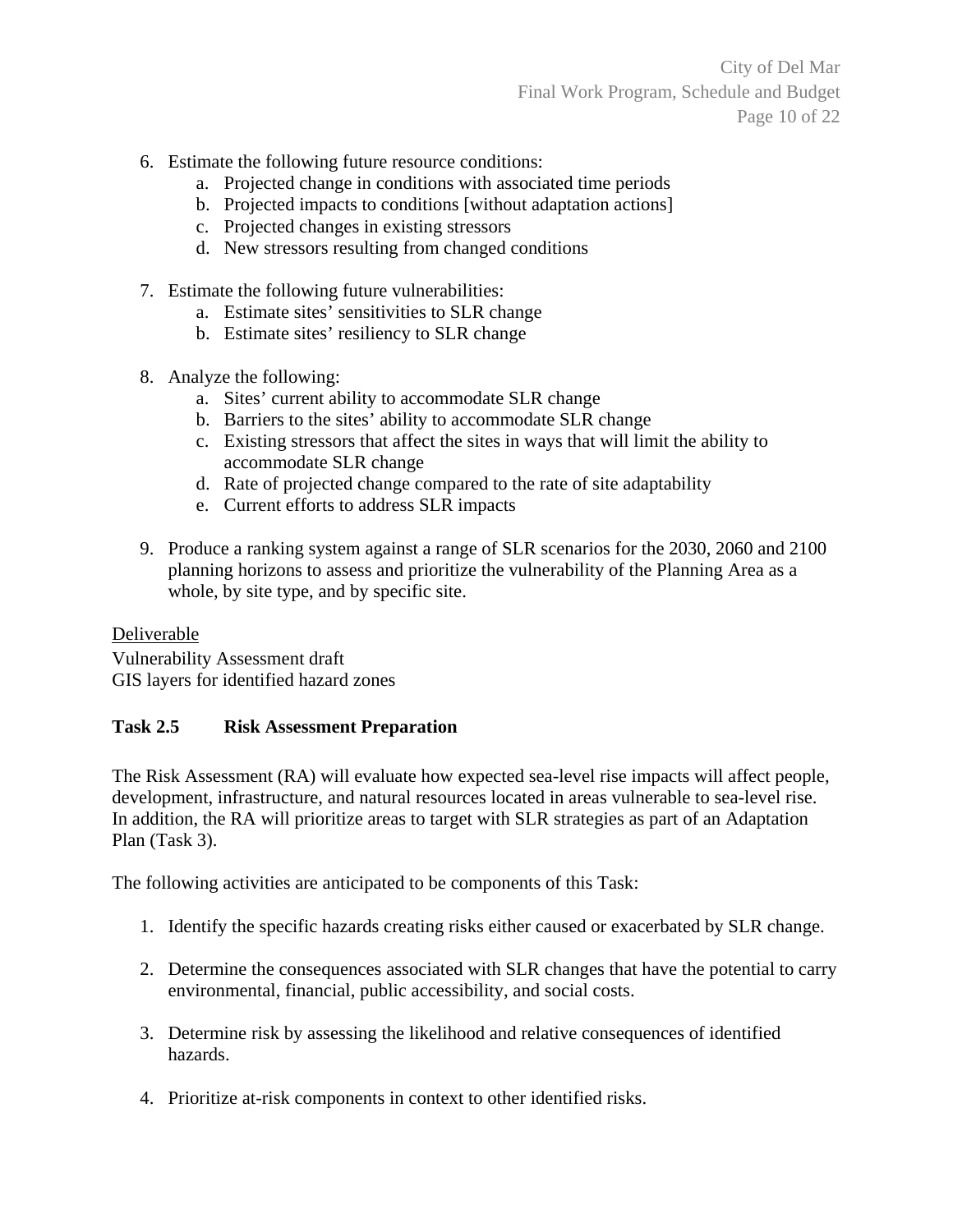6. Estimate the following future resource conditions:
    a. Projected change in conditions with associated time periods
    b. Projected impacts to conditions [without adaptation actions]
    c. Projected changes in existing stressors
    d. New stressors resulting from changed conditions

7. Estimate the following future vulnerabilities:
    a. Estimate sites' sensitivities to SLR change
    b. Estimate sites' resiliency to SLR change

8. Analyze the following:
    a. Sites' current ability to accommodate SLR change
    b. Barriers to the sites' ability to accommodate SLR change
    c. Existing stressors that affect the sites in ways that will limit the ability to accommodate SLR change
    d. Rate of projected change compared to the rate of site adaptability
    e. Current efforts to address SLR impacts

9. Produce a ranking system against a range of SLR scenarios for the 2030, 2060 and 2100 planning horizons to assess and prioritize the vulnerability of the Planning Area as a whole, by site type, and by specific site.

<u>Deliverable</u>
Vulnerability Assessment draft
GIS layers for identified hazard zones

### Task 2.5 Risk Assessment Preparation

The Risk Assessment (RA) will evaluate how expected sea-level rise impacts will affect people, development, infrastructure, and natural resources located in areas vulnerable to sea-level rise. In addition, the RA will prioritize areas to target with SLR strategies as part of an Adaptation Plan (Task 3).

The following activities are anticipated to be components of this Task:

1. Identify the specific hazards creating risks either caused or exacerbated by SLR change.

2. Determine the consequences associated with SLR changes that have the potential to carry environmental, financial, public accessibility, and social costs.

3. Determine risk by assessing the likelihood and relative consequences of identified hazards.

4. Prioritize at-risk components in context to other identified risks.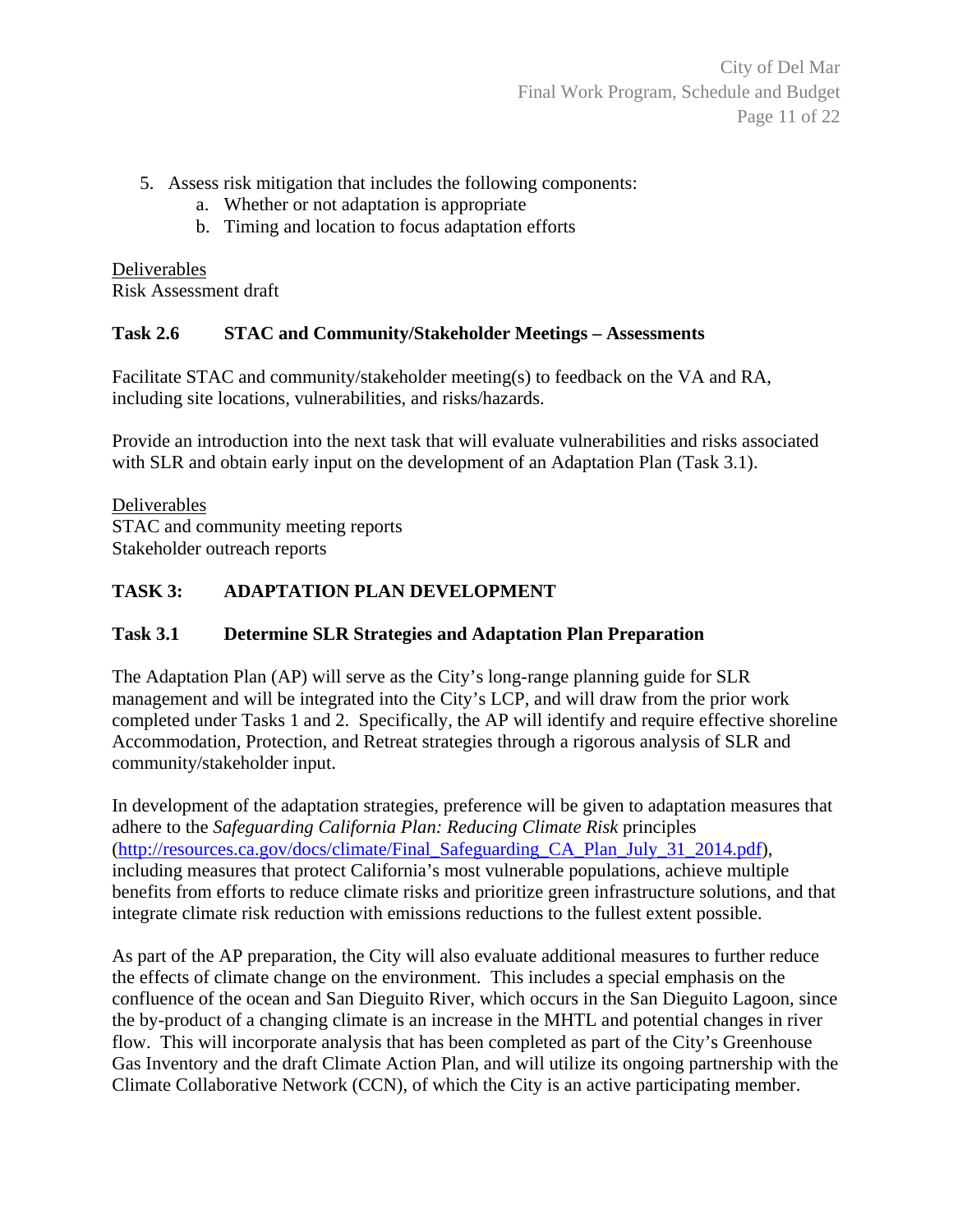5. Assess risk mitigation that includes the following components:
   a. Whether or not adaptation is appropriate
   b. Timing and location to focus adaptation efforts

Deliverables
Risk Assessment draft

### Task 2.6 STAC and Community/Stakeholder Meetings – Assessments

Facilitate STAC and community/stakeholder meeting(s) to feedback on the VA and RA, including site locations, vulnerabilities, and risks/hazards.

Provide an introduction into the next task that will evaluate vulnerabilities and risks associated with SLR and obtain early input on the development of an Adaptation Plan (Task 3.1).

Deliverables
STAC and community meeting reports
Stakeholder outreach reports

## TASK 3: ADAPTATION PLAN DEVELOPMENT

### Task 3.1 Determine SLR Strategies and Adaptation Plan Preparation

The Adaptation Plan (AP) will serve as the City's long-range planning guide for SLR management and will be integrated into the City's LCP, and will draw from the prior work completed under Tasks 1 and 2. Specifically, the AP will identify and require effective shoreline Accommodation, Protection, and Retreat strategies through a rigorous analysis of SLR and community/stakeholder input.

In development of the adaptation strategies, preference will be given to adaptation measures that adhere to the *Safeguarding California Plan: Reducing Climate Risk* principles (http://resources.ca.gov/docs/climate/Final_Safeguarding_CA_Plan_July_31_2014.pdf), including measures that protect California's most vulnerable populations, achieve multiple benefits from efforts to reduce climate risks and prioritize green infrastructure solutions, and that integrate climate risk reduction with emissions reductions to the fullest extent possible.

As part of the AP preparation, the City will also evaluate additional measures to further reduce the effects of climate change on the environment. This includes a special emphasis on the confluence of the ocean and San Dieguito River, which occurs in the San Dieguito Lagoon, since the by-product of a changing climate is an increase in the MHTL and potential changes in river flow. This will incorporate analysis that has been completed as part of the City's Greenhouse Gas Inventory and the draft Climate Action Plan, and will utilize its ongoing partnership with the Climate Collaborative Network (CCN), of which the City is an active participating member.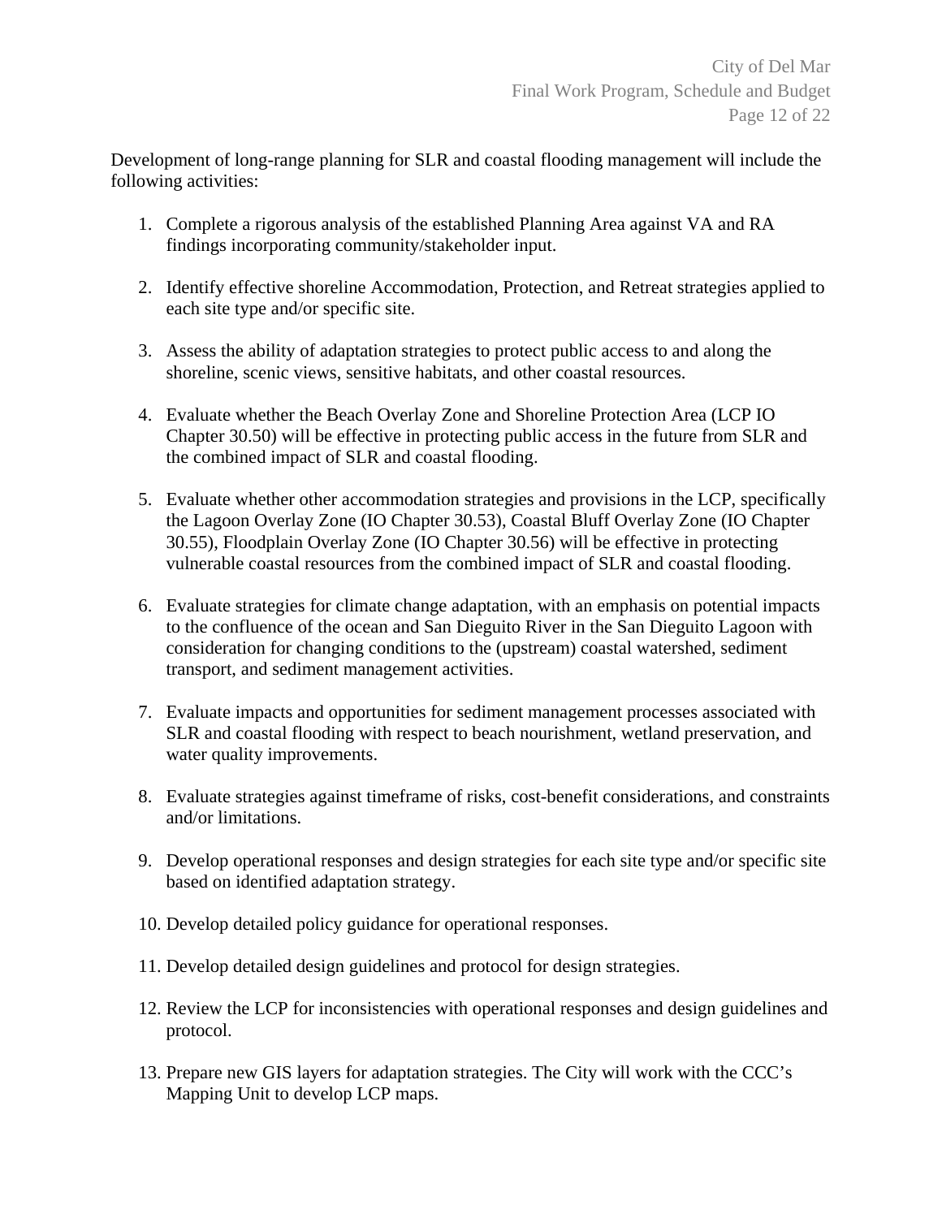Development of long-range planning for SLR and coastal flooding management will include the following activities:

1. Complete a rigorous analysis of the established Planning Area against VA and RA findings incorporating community/stakeholder input.

2. Identify effective shoreline Accommodation, Protection, and Retreat strategies applied to each site type and/or specific site.

3. Assess the ability of adaptation strategies to protect public access to and along the shoreline, scenic views, sensitive habitats, and other coastal resources.

4. Evaluate whether the Beach Overlay Zone and Shoreline Protection Area (LCP IO Chapter 30.50) will be effective in protecting public access in the future from SLR and the combined impact of SLR and coastal flooding.

5. Evaluate whether other accommodation strategies and provisions in the LCP, specifically the Lagoon Overlay Zone (IO Chapter 30.53), Coastal Bluff Overlay Zone (IO Chapter 30.55), Floodplain Overlay Zone (IO Chapter 30.56) will be effective in protecting vulnerable coastal resources from the combined impact of SLR and coastal flooding.

6. Evaluate strategies for climate change adaptation, with an emphasis on potential impacts to the confluence of the ocean and San Dieguito River in the San Dieguito Lagoon with consideration for changing conditions to the (upstream) coastal watershed, sediment transport, and sediment management activities.

7. Evaluate impacts and opportunities for sediment management processes associated with SLR and coastal flooding with respect to beach nourishment, wetland preservation, and water quality improvements.

8. Evaluate strategies against timeframe of risks, cost-benefit considerations, and constraints and/or limitations.

9. Develop operational responses and design strategies for each site type and/or specific site based on identified adaptation strategy.

10. Develop detailed policy guidance for operational responses.

11. Develop detailed design guidelines and protocol for design strategies.

12. Review the LCP for inconsistencies with operational responses and design guidelines and protocol.

13. Prepare new GIS layers for adaptation strategies. The City will work with the CCC's Mapping Unit to develop LCP maps.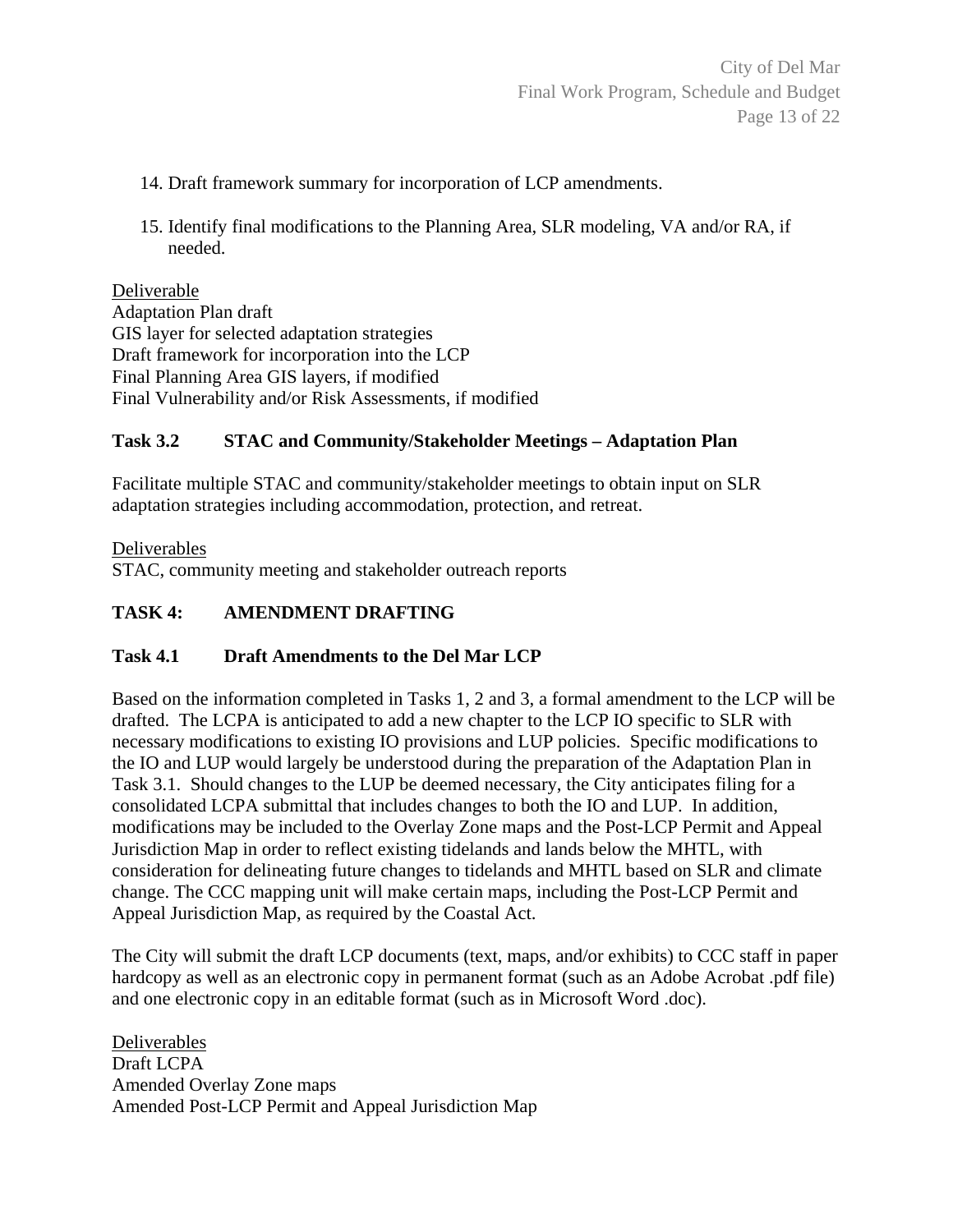14. Draft framework summary for incorporation of LCP amendments.

15. Identify final modifications to the Planning Area, SLR modeling, VA and/or RA, if needed.

<u>Deliverable</u>
Adaptation Plan draft
GIS layer for selected adaptation strategies
Draft framework for incorporation into the LCP
Final Planning Area GIS layers, if modified
Final Vulnerability and/or Risk Assessments, if modified

### Task 3.2 STAC and Community/Stakeholder Meetings – Adaptation Plan

Facilitate multiple STAC and community/stakeholder meetings to obtain input on SLR adaptation strategies including accommodation, protection, and retreat.

<u>Deliverables</u>
STAC, community meeting and stakeholder outreach reports

## TASK 4: AMENDMENT DRAFTING

### Task 4.1 Draft Amendments to the Del Mar LCP

Based on the information completed in Tasks 1, 2 and 3, a formal amendment to the LCP will be drafted. The LCPA is anticipated to add a new chapter to the LCP IO specific to SLR with necessary modifications to existing IO provisions and LUP policies. Specific modifications to the IO and LUP would largely be understood during the preparation of the Adaptation Plan in Task 3.1. Should changes to the LUP be deemed necessary, the City anticipates filing for a consolidated LCPA submittal that includes changes to both the IO and LUP. In addition, modifications may be included to the Overlay Zone maps and the Post-LCP Permit and Appeal Jurisdiction Map in order to reflect existing tidelands and lands below the MHTL, with consideration for delineating future changes to tidelands and MHTL based on SLR and climate change. The CCC mapping unit will make certain maps, including the Post-LCP Permit and Appeal Jurisdiction Map, as required by the Coastal Act.

The City will submit the draft LCP documents (text, maps, and/or exhibits) to CCC staff in paper hardcopy as well as an electronic copy in permanent format (such as an Adobe Acrobat .pdf file) and one electronic copy in an editable format (such as in Microsoft Word .doc).

<u>Deliverables</u>
Draft LCPA
Amended Overlay Zone maps
Amended Post-LCP Permit and Appeal Jurisdiction Map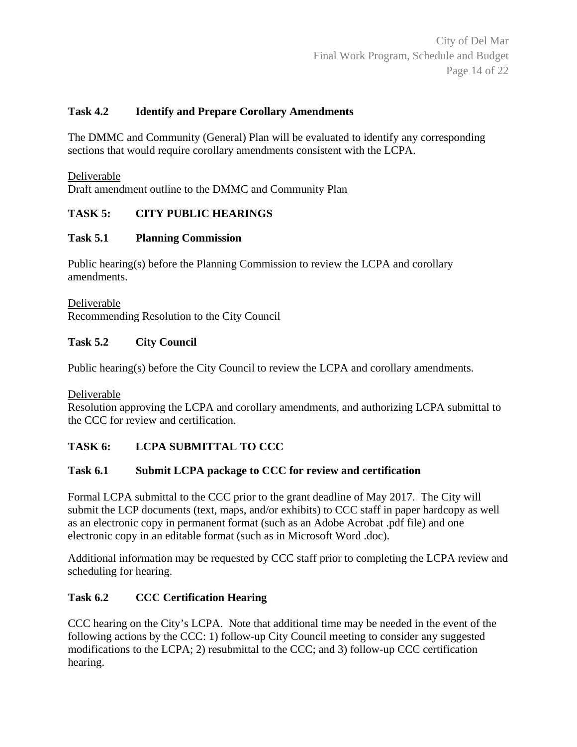### Task 4.2 Identify and Prepare Corollary Amendments

The DMMC and Community (General) Plan will be evaluated to identify any corresponding sections that would require corollary amendments consistent with the LCPA.

Deliverable
Draft amendment outline to the DMMC and Community Plan

## TASK 5: CITY PUBLIC HEARINGS

### Task 5.1 Planning Commission

Public hearing(s) before the Planning Commission to review the LCPA and corollary amendments.

Deliverable
Recommending Resolution to the City Council

### Task 5.2 City Council

Public hearing(s) before the City Council to review the LCPA and corollary amendments.

Deliverable
Resolution approving the LCPA and corollary amendments, and authorizing LCPA submittal to the CCC for review and certification.

## TASK 6: LCPA SUBMITTAL TO CCC

### Task 6.1 Submit LCPA package to CCC for review and certification

Formal LCPA submittal to the CCC prior to the grant deadline of May 2017. The City will submit the LCP documents (text, maps, and/or exhibits) to CCC staff in paper hardcopy as well as an electronic copy in permanent format (such as an Adobe Acrobat .pdf file) and one electronic copy in an editable format (such as in Microsoft Word .doc).

Additional information may be requested by CCC staff prior to completing the LCPA review and scheduling for hearing.

### Task 6.2 CCC Certification Hearing

CCC hearing on the City's LCPA. Note that additional time may be needed in the event of the following actions by the CCC: 1) follow-up City Council meeting to consider any suggested modifications to the LCPA; 2) resubmittal to the CCC; and 3) follow-up CCC certification hearing.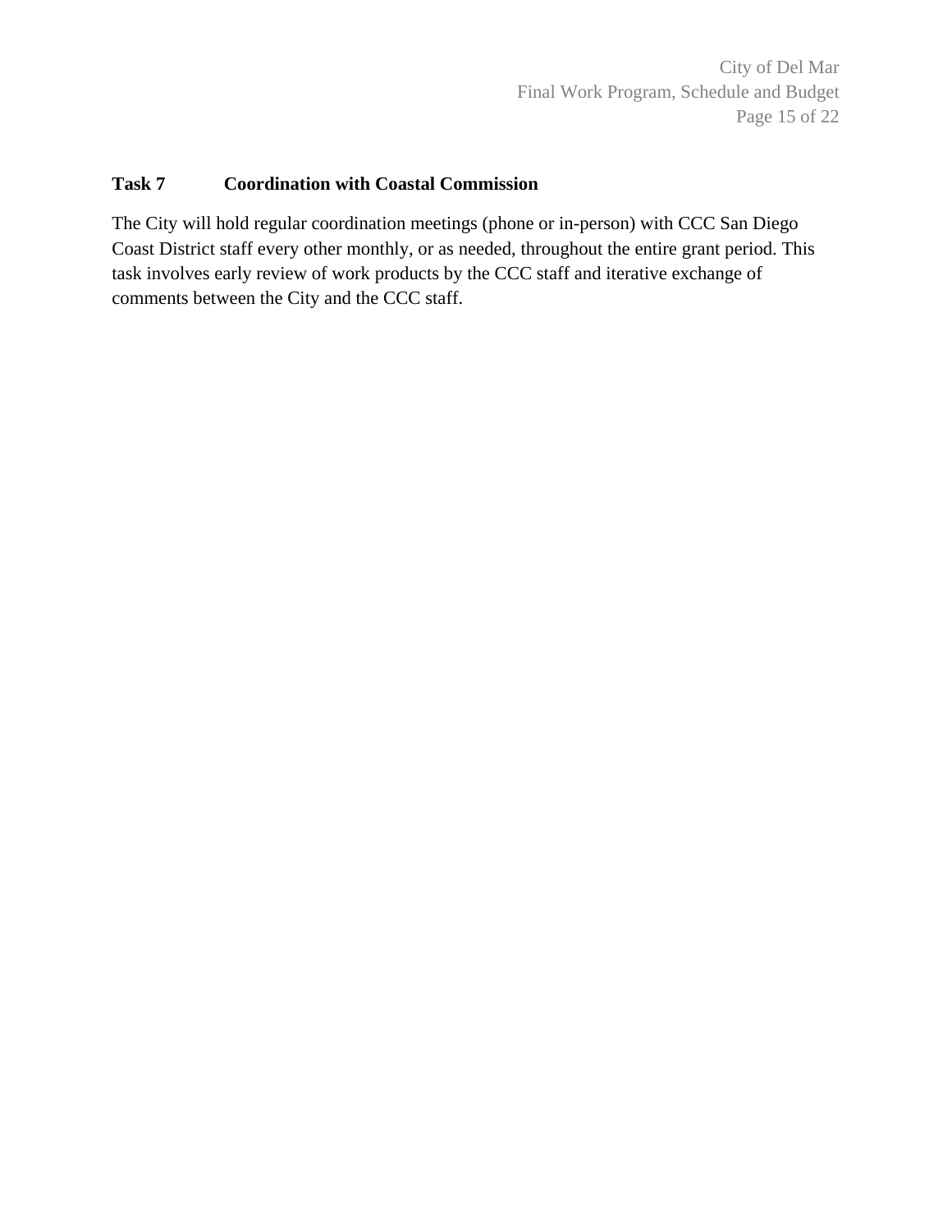### Task 7 Coordination with Coastal Commission

The City will hold regular coordination meetings (phone or in-person) with CCC San Diego Coast District staff every other monthly, or as needed, throughout the entire grant period. This task involves early review of work products by the CCC staff and iterative exchange of comments between the City and the CCC staff.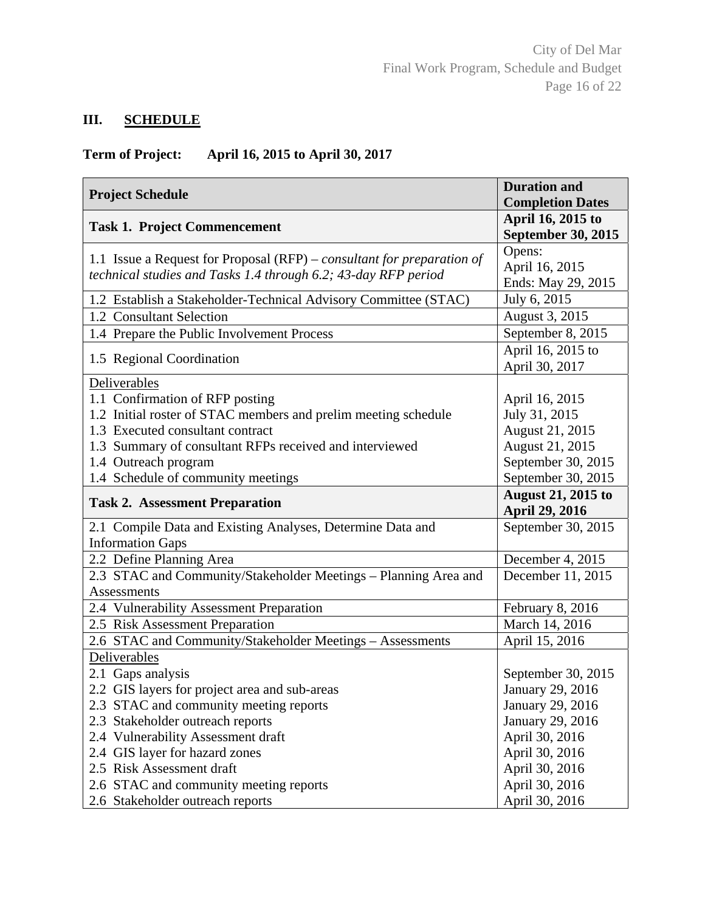## III. SCHEDULE

**Term of Project: April 16, 2015 to April 30, 2017**

| **Project Schedule** | **Duration and Completion Dates** |
|---|---|
| **Task 1. Project Commencement** | **April 16, 2015 to September 30, 2015** |
| 1.1 Issue a Request for Proposal (RFP) – *consultant for preparation of technical studies and Tasks 1.4 through 6.2; 43-day RFP period* | Opens: April 16, 2015 Ends: May 29, 2015 |
| 1.2 Establish a Stakeholder-Technical Advisory Committee (STAC) | July 6, 2015 |
| 1.2 Consultant Selection | August 3, 2015 |
| 1.4 Prepare the Public Involvement Process | September 8, 2015 |
| 1.5 Regional Coordination | April 16, 2015 to April 30, 2017 |
| Deliverables<br>1.1 Confirmation of RFP posting<br>1.2 Initial roster of STAC members and prelim meeting schedule<br>1.3 Executed consultant contract<br>1.3 Summary of consultant RFPs received and interviewed<br>1.4 Outreach program<br>1.4 Schedule of community meetings | <br>April 16, 2015<br>July 31, 2015<br>August 21, 2015<br>August 21, 2015<br>September 30, 2015<br>September 30, 2015 |
| **Task 2. Assessment Preparation** | **August 21, 2015 to April 29, 2016** |
| 2.1 Compile Data and Existing Analyses, Determine Data and Information Gaps | September 30, 2015 |
| 2.2 Define Planning Area | December 4, 2015 |
| 2.3 STAC and Community/Stakeholder Meetings – Planning Area and Assessments | December 11, 2015 |
| 2.4 Vulnerability Assessment Preparation | February 8, 2016 |
| 2.5 Risk Assessment Preparation | March 14, 2016 |
| 2.6 STAC and Community/Stakeholder Meetings – Assessments | April 15, 2016 |
| Deliverables<br>2.1 Gaps analysis<br>2.2 GIS layers for project area and sub-areas<br>2.3 STAC and community meeting reports<br>2.3 Stakeholder outreach reports<br>2.4 Vulnerability Assessment draft<br>2.4 GIS layer for hazard zones<br>2.5 Risk Assessment draft<br>2.6 STAC and community meeting reports<br>2.6 Stakeholder outreach reports | <br>September 30, 2015<br>January 29, 2016<br>January 29, 2016<br>January 29, 2016<br>April 30, 2016<br>April 30, 2016<br>April 30, 2016<br>April 30, 2016<br>April 30, 2016 |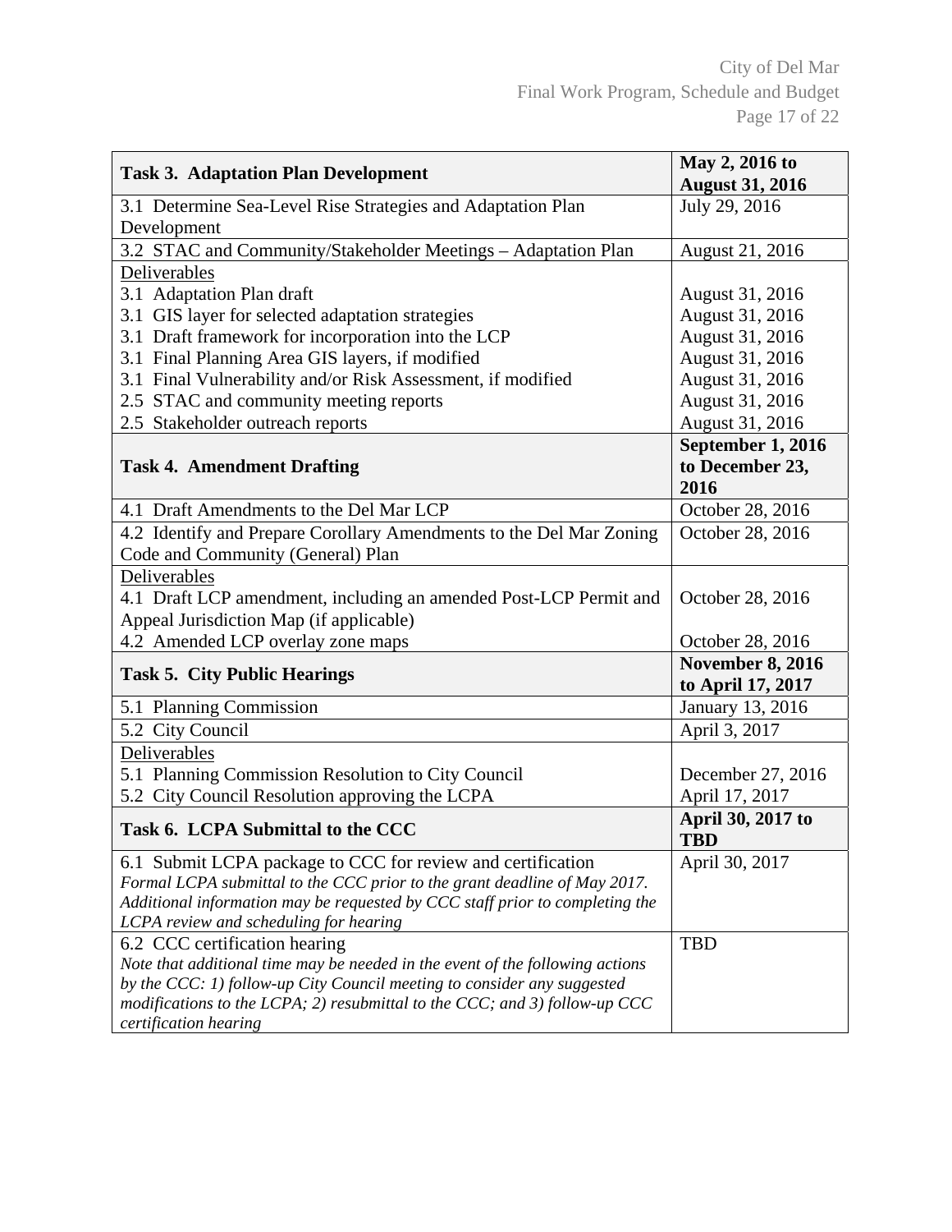| **Task 3. Adaptation Plan Development** | **May 2, 2016 to August 31, 2016** |
|---|---|
| 3.1 Determine Sea-Level Rise Strategies and Adaptation Plan Development | July 29, 2016 |
| 3.2 STAC and Community/Stakeholder Meetings – Adaptation Plan | August 21, 2016 |
| Deliverables | |
| 3.1 Adaptation Plan draft | August 31, 2016 |
| 3.1 GIS layer for selected adaptation strategies | August 31, 2016 |
| 3.1 Draft framework for incorporation into the LCP | August 31, 2016 |
| 3.1 Final Planning Area GIS layers, if modified | August 31, 2016 |
| 3.1 Final Vulnerability and/or Risk Assessment, if modified | August 31, 2016 |
| 2.5 STAC and community meeting reports | August 31, 2016 |
| 2.5 Stakeholder outreach reports | August 31, 2016 |
| **Task 4. Amendment Drafting** | **September 1, 2016 to December 23, 2016** |
| 4.1 Draft Amendments to the Del Mar LCP | October 28, 2016 |
| 4.2 Identify and Prepare Corollary Amendments to the Del Mar Zoning Code and Community (General) Plan | October 28, 2016 |
| Deliverables | |
| 4.1 Draft LCP amendment, including an amended Post-LCP Permit and Appeal Jurisdiction Map (if applicable) | October 28, 2016 |
| 4.2 Amended LCP overlay zone maps | October 28, 2016 |
| **Task 5. City Public Hearings** | **November 8, 2016 to April 17, 2017** |
| 5.1 Planning Commission | January 13, 2016 |
| 5.2 City Council | April 3, 2017 |
| Deliverables | |
| 5.1 Planning Commission Resolution to City Council | December 27, 2016 |
| 5.2 City Council Resolution approving the LCPA | April 17, 2017 |
| **Task 6. LCPA Submittal to the CCC** | **April 30, 2017 to TBD** |
| 6.1 Submit LCPA package to CCC for review and certification *Formal LCPA submittal to the CCC prior to the grant deadline of May 2017. Additional information may be requested by CCC staff prior to completing the LCPA review and scheduling for hearing* | April 30, 2017 |
| 6.2 CCC certification hearing *Note that additional time may be needed in the event of the following actions by the CCC: 1) follow-up City Council meeting to consider any suggested modifications to the LCPA; 2) resubmittal to the CCC; and 3) follow-up CCC certification hearing* | TBD |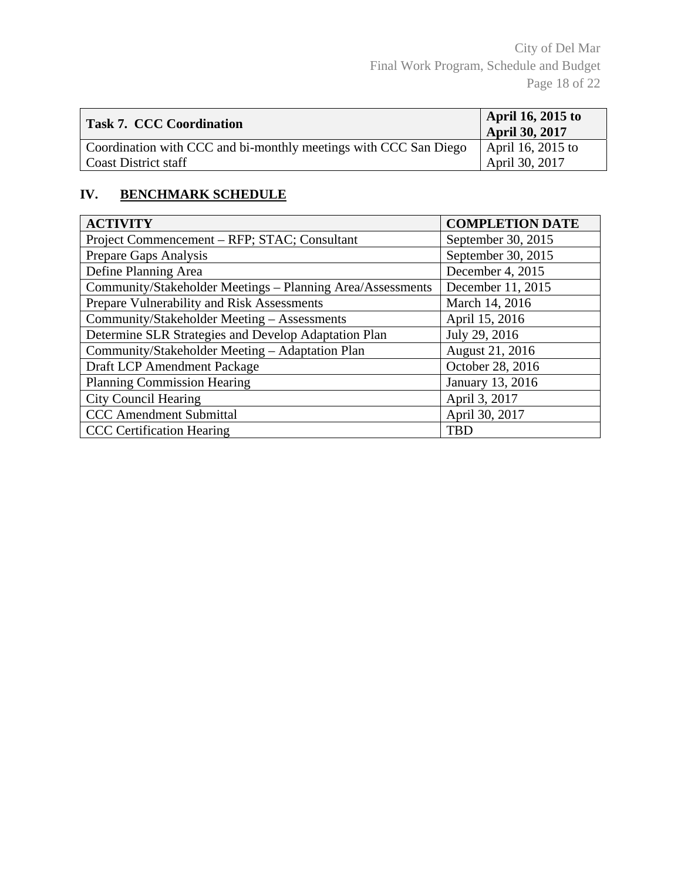| **Task 7. CCC Coordination** | **April 16, 2015 to April 30, 2017** |
| --- | --- |
| Coordination with CCC and bi-monthly meetings with CCC San Diego Coast District staff | April 16, 2015 to April 30, 2017 |

## IV. BENCHMARK SCHEDULE

| ACTIVITY | COMPLETION DATE |
| --- | --- |
| Project Commencement – RFP; STAC; Consultant | September 30, 2015 |
| Prepare Gaps Analysis | September 30, 2015 |
| Define Planning Area | December 4, 2015 |
| Community/Stakeholder Meetings – Planning Area/Assessments | December 11, 2015 |
| Prepare Vulnerability and Risk Assessments | March 14, 2016 |
| Community/Stakeholder Meeting – Assessments | April 15, 2016 |
| Determine SLR Strategies and Develop Adaptation Plan | July 29, 2016 |
| Community/Stakeholder Meeting – Adaptation Plan | August 21, 2016 |
| Draft LCP Amendment Package | October 28, 2016 |
| Planning Commission Hearing | January 13, 2016 |
| City Council Hearing | April 3, 2017 |
| CCC Amendment Submittal | April 30, 2017 |
| CCC Certification Hearing | TBD |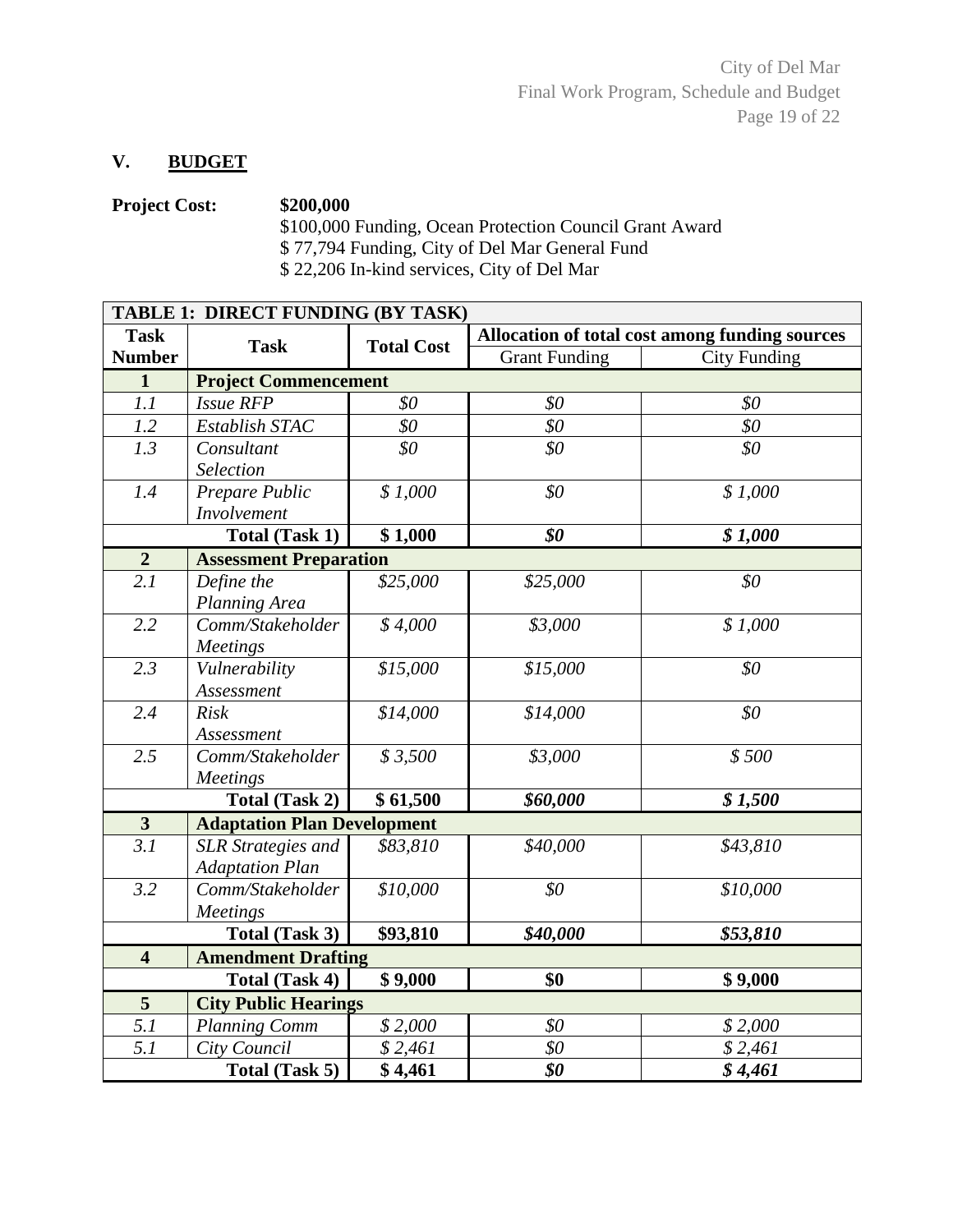## V. BUDGET

**Project Cost:** **$200,000**
$100,000 Funding, Ocean Protection Council Grant Award
$ 77,794 Funding, City of Del Mar General Fund
$ 22,206 In-kind services, City of Del Mar

| **TABLE 1: DIRECT FUNDING (BY TASK)** | | | | |
|---|---|---|---|---|
| **Task Number** | **Task** | **Total Cost** | **Allocation of total cost among funding sources** | |
| | | | Grant Funding | City Funding |
| **1** | **Project Commencement** | | | |
| *1.1* | *Issue RFP* | *$0* | *$0* | *$0* |
| *1.2* | *Establish STAC* | *$0* | *$0* | *$0* |
| *1.3* | *Consultant Selection* | *$0* | *$0* | *$0* |
| *1.4* | *Prepare Public Involvement* | *$ 1,000* | *$0* | *$ 1,000* |
| | **Total (Task 1)** | **$ 1,000** | ***$0*** | ***$ 1,000*** |
| **2** | **Assessment Preparation** | | | |
| *2.1* | *Define the Planning Area* | *$25,000* | *$25,000* | *$0* |
| *2.2* | *Comm/Stakeholder Meetings* | *$ 4,000* | *$3,000* | *$ 1,000* |
| *2.3* | *Vulnerability Assessment* | *$15,000* | *$15,000* | *$0* |
| *2.4* | *Risk Assessment* | *$14,000* | *$14,000* | *$0* |
| *2.5* | *Comm/Stakeholder Meetings* | *$ 3,500* | *$3,000* | *$ 500* |
| | **Total (Task 2)** | **$ 61,500** | ***$60,000*** | ***$ 1,500*** |
| **3** | **Adaptation Plan Development** | | | |
| *3.1* | *SLR Strategies and Adaptation Plan* | *$83,810* | *$40,000* | *$43,810* |
| *3.2* | *Comm/Stakeholder Meetings* | *$10,000* | *$0* | *$10,000* |
| | **Total (Task 3)** | **$93,810** | ***$40,000*** | ***$53,810*** |
| **4** | **Amendment Drafting** | | | |
| | **Total (Task 4)** | **$ 9,000** | **$0** | **$ 9,000** |
| **5** | **City Public Hearings** | | | |
| *5.1* | *Planning Comm* | *$ 2,000* | *$0* | *$ 2,000* |
| *5.1* | *City Council* | *$ 2,461* | *$0* | *$ 2,461* |
| | **Total (Task 5)** | **$ 4,461** | ***$0*** | ***$ 4,461*** |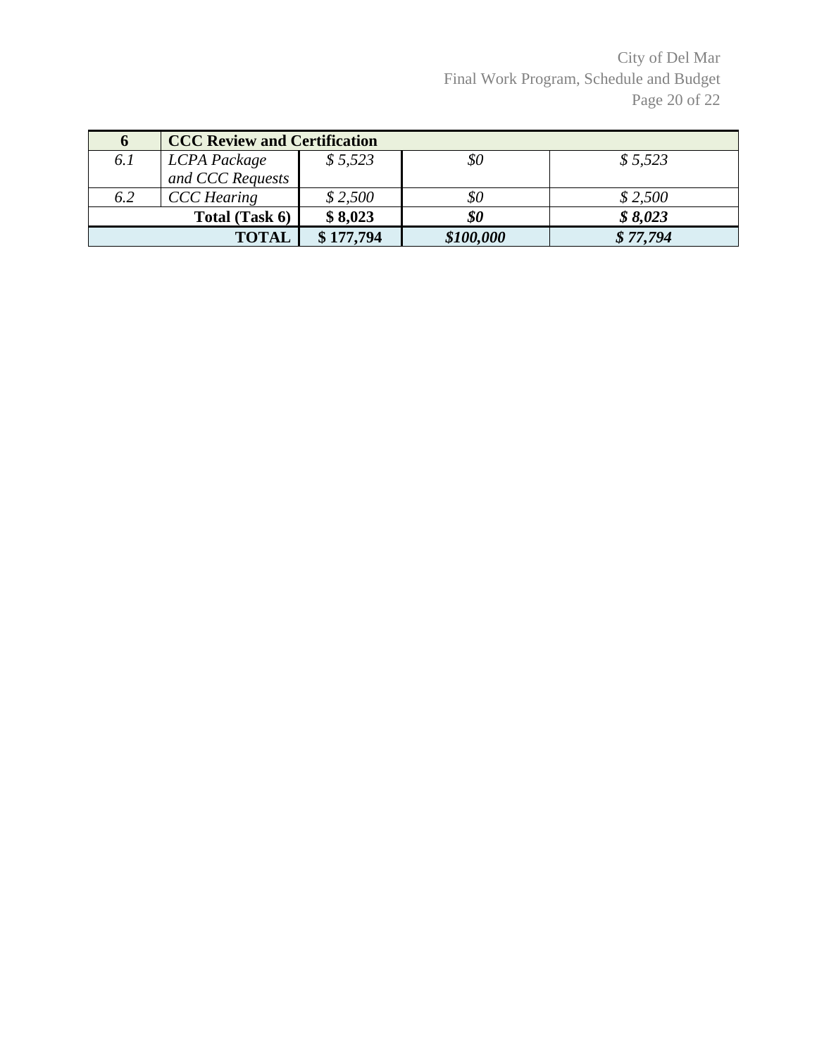| 6 | **CCC Review and Certification** | | | |
|---|---|---|---|---|
| *6.1* | *LCPA Package and CCC Requests* | *$ 5,523* | *$0* | *$ 5,523* |
| *6.2* | *CCC Hearing* | *$ 2,500* | *$0* | *$ 2,500* |
| | **Total (Task 6)** | **$ 8,023** | ***$0*** | ***$ 8,023*** |
| | **TOTAL** | **$ 177,794** | ***$100,000*** | ***$ 77,794*** |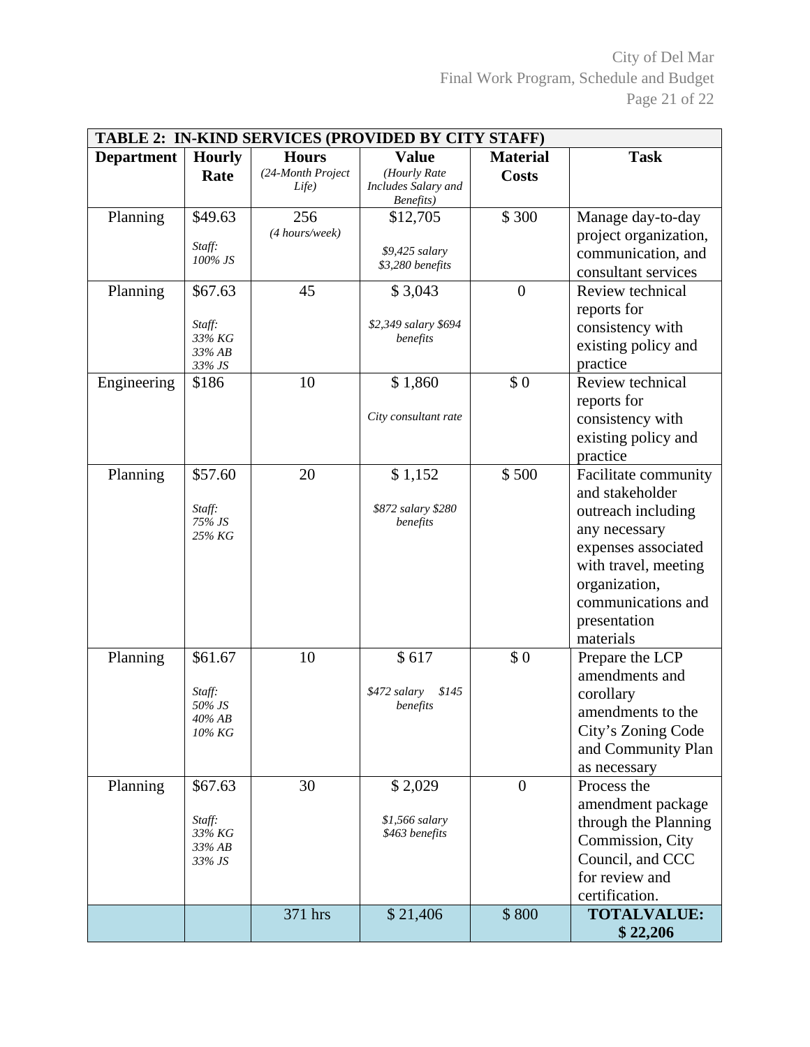| TABLE 2: IN-KIND SERVICES (PROVIDED BY CITY STAFF) | | | | | |
|---|---|---|---|---|---|
| **Department** | **Hourly Rate** | **Hours** *(24-Month Project Life)* | **Value** *(Hourly Rate Includes Salary and Benefits)* | **Material Costs** | **Task** |
| Planning | $49.63 *Staff: 100% JS* | 256 *(4 hours/week)* | $12,705 *$9,425 salary $3,280 benefits* | $ 300 | Manage day-to-day project organization, communication, and consultant services |
| Planning | $67.63 *Staff: 33% KG 33% AB 33% JS* | 45 | $ 3,043 *$2,349 salary $694 benefits* | 0 | Review technical reports for consistency with existing policy and practice |
| Engineering | $186 | 10 | $ 1,860 *City consultant rate* | $ 0 | Review technical reports for consistency with existing policy and practice |
| Planning | $57.60 *Staff: 75% JS 25% KG* | 20 | $ 1,152 *$872 salary $280 benefits* | $ 500 | Facilitate community and stakeholder outreach including any necessary expenses associated with travel, meeting organization, communications and presentation materials |
| Planning | $61.67 *Staff: 50% JS 40% AB 10% KG* | 10 | $ 617 *$472 salary $145 benefits* | $ 0 | Prepare the LCP amendments and corollary amendments to the City's Zoning Code and Community Plan as necessary |
| Planning | $67.63 *Staff: 33% KG 33% AB 33% JS* | 30 | $ 2,029 *$1,566 salary $463 benefits* | 0 | Process the amendment package through the Planning Commission, City Council, and CCC for review and certification. |
| | | 371 hrs | $ 21,406 | $ 800 | **TOTALVALUE: $ 22,206** |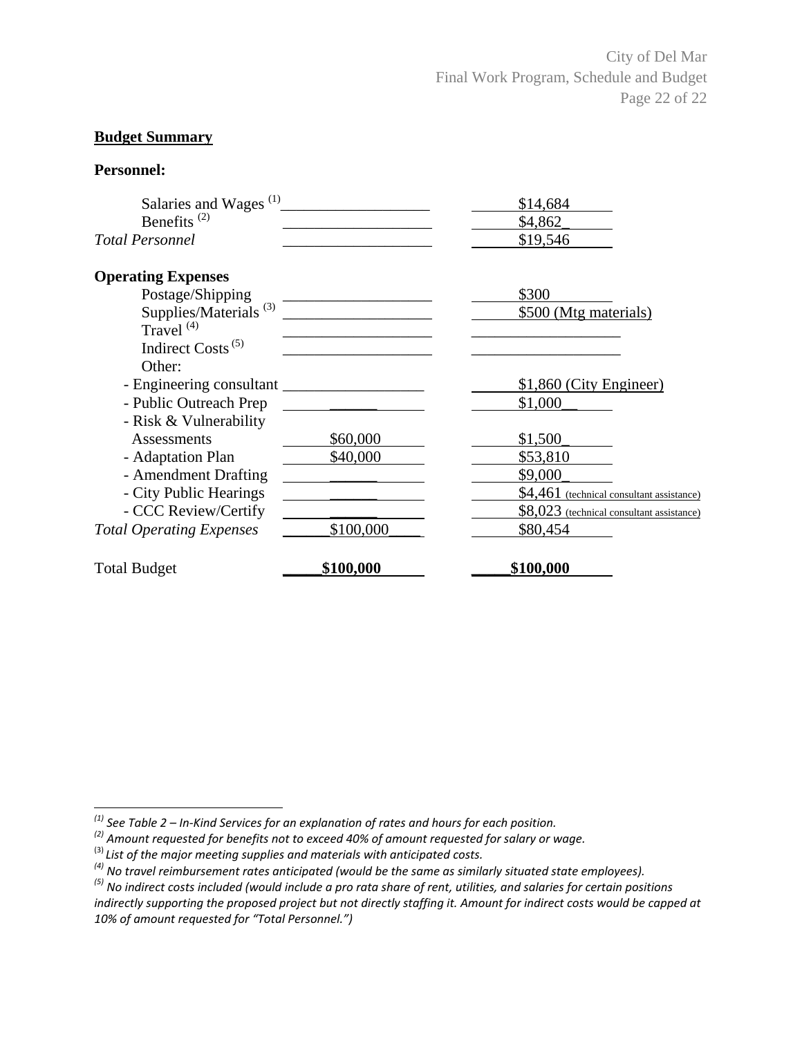**Budget Summary**

**Personnel:**

| | | |
|---|---|---|
| Salaries and Wages [(1)] | | $14,684 |
| Benefits [(2)] | | $4,862 |
| *Total Personnel* | | $19,546 |
| **Operating Expenses** | | |
| Postage/Shipping | | $300 |
| Supplies/Materials [(3)] | | $500 (Mtg materials) |
| Travel [(4)] | | |
| Indirect Costs [(5)] | | |
| Other: | | |
| - Engineering consultant | | $1,860 (City Engineer) |
| - Public Outreach Prep | | $1,000 |
| - Risk & Vulnerability Assessments | $60,000 | $1,500 |
| - Adaptation Plan | $40,000 | $53,810 |
| - Amendment Drafting | | $9,000 |
| - City Public Hearings | | $4,461 (technical consultant assistance) |
| - CCC Review/Certify | | $8,023 (technical consultant assistance) |
| *Total Operating Expenses* | $100,000 | $80,454 |
| Total Budget | **$100,000** | **$100,000** |

---

*[(1)] See Table 2 – In-Kind Services for an explanation of rates and hours for each position.*

*[(2)] Amount requested for benefits not to exceed 40% of amount requested for salary or wage.*

*[(3)] List of the major meeting supplies and materials with anticipated costs.*

*[(4)] No travel reimbursement rates anticipated (would be the same as similarly situated state employees).*

*[(5)] No indirect costs included (would include a pro rata share of rent, utilities, and salaries for certain positions indirectly supporting the proposed project but not directly staffing it. Amount for indirect costs would be capped at 10% of amount requested for "Total Personnel.")*